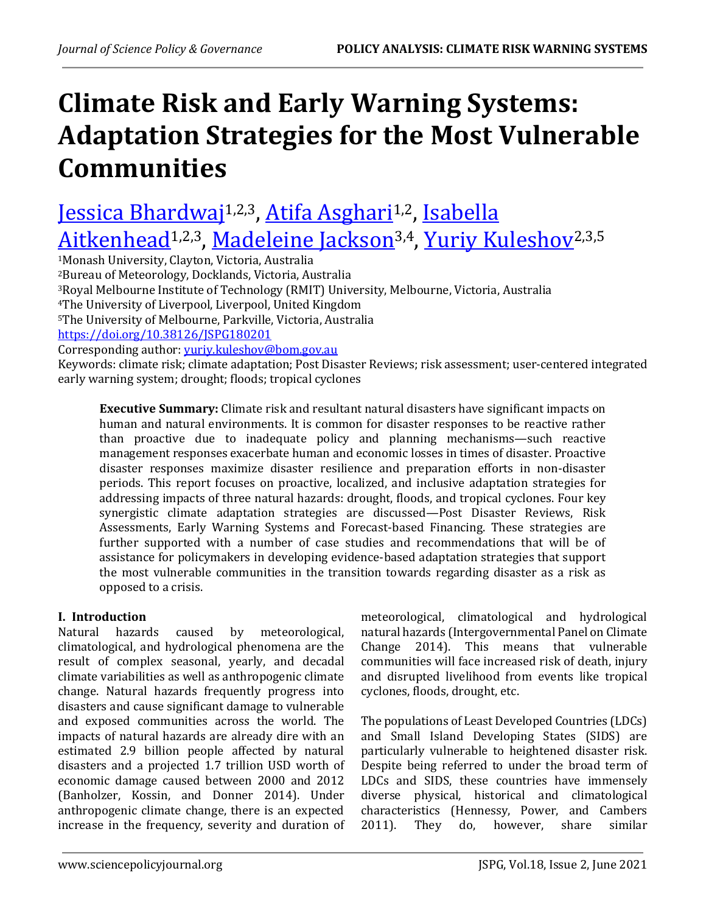# Climate Risk and Early Warning Systems: Adaptation Strategies for the Most Vulnerable Communities

Jessica Bhardwaj[1,2,3], Atifa Asghari[1,2], Isabella Aitkenhead[1,2,3], Madeleine Jackson[3,4], Yuriy Kuleshov[2,3,5]

[1]Monash University, Clayton, Victoria, Australia
[2]Bureau of Meteorology, Docklands, Victoria, Australia
[3]Royal Melbourne Institute of Technology (RMIT) University, Melbourne, Victoria, Australia
[4]The University of Liverpool, Liverpool, United Kingdom
[5]The University of Melbourne, Parkville, Victoria, Australia

https://doi.org/10.38126/JSPG180201

Corresponding author: yuriy.kuleshov@bom.gov.au

Keywords: climate risk; climate adaptation; Post Disaster Reviews; risk assessment; user-centered integrated early warning system; drought; floods; tropical cyclones

**Executive Summary:** Climate risk and resultant natural disasters have significant impacts on human and natural environments. It is common for disaster responses to be reactive rather than proactive due to inadequate policy and planning mechanisms—such reactive management responses exacerbate human and economic losses in times of disaster. Proactive disaster responses maximize disaster resilience and preparation efforts in non-disaster periods. This report focuses on proactive, localized, and inclusive adaptation strategies for addressing impacts of three natural hazards: drought, floods, and tropical cyclones. Four key synergistic climate adaptation strategies are discussed—Post Disaster Reviews, Risk Assessments, Early Warning Systems and Forecast-based Financing. These strategies are further supported with a number of case studies and recommendations that will be of assistance for policymakers in developing evidence-based adaptation strategies that support the most vulnerable communities in the transition towards regarding disaster as a risk as opposed to a crisis.

## I. Introduction

Natural hazards caused by meteorological, climatological, and hydrological phenomena are the result of complex seasonal, yearly, and decadal climate variabilities as well as anthropogenic climate change. Natural hazards frequently progress into disasters and cause significant damage to vulnerable and exposed communities across the world. The impacts of natural hazards are already dire with an estimated 2.9 billion people affected by natural disasters and a projected 1.7 trillion USD worth of economic damage caused between 2000 and 2012 (Banholzer, Kossin, and Donner 2014). Under anthropogenic climate change, there is an expected increase in the frequency, severity and duration of meteorological, climatological and hydrological natural hazards (Intergovernmental Panel on Climate Change 2014). This means that vulnerable communities will face increased risk of death, injury and disrupted livelihood from events like tropical cyclones, floods, drought, etc.

The populations of Least Developed Countries (LDCs) and Small Island Developing States (SIDS) are particularly vulnerable to heightened disaster risk. Despite being referred to under the broad term of LDCs and SIDS, these countries have immensely diverse physical, historical and climatological characteristics (Hennessy, Power, and Cambers 2011). They do, however, share similar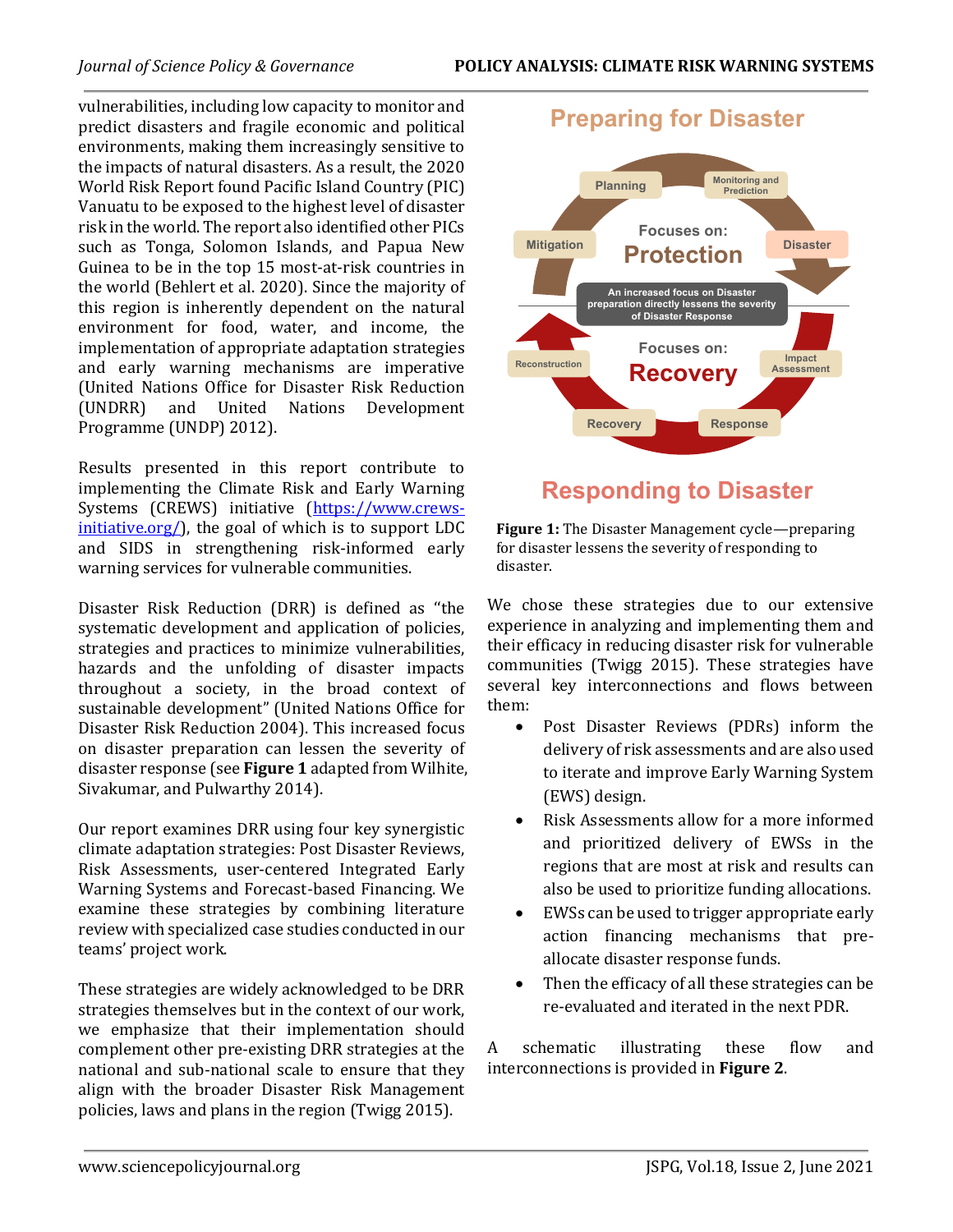vulnerabilities, including low capacity to monitor and predict disasters and fragile economic and political environments, making them increasingly sensitive to the impacts of natural disasters. As a result, the 2020 World Risk Report found Pacific Island Country (PIC) Vanuatu to be exposed to the highest level of disaster risk in the world. The report also identified other PICs such as Tonga, Solomon Islands, and Papua New Guinea to be in the top 15 most-at-risk countries in the world (Behlert et al. 2020). Since the majority of this region is inherently dependent on the natural environment for food, water, and income, the implementation of appropriate adaptation strategies and early warning mechanisms are imperative (United Nations Office for Disaster Risk Reduction (UNDRR) and United Nations Development Programme (UNDP) 2012).

Results presented in this report contribute to implementing the Climate Risk and Early Warning Systems (CREWS) initiative (https://www.crews-initiative.org/), the goal of which is to support LDC and SIDS in strengthening risk-informed early warning services for vulnerable communities.

Disaster Risk Reduction (DRR) is defined as "the systematic development and application of policies, strategies and practices to minimize vulnerabilities, hazards and the unfolding of disaster impacts throughout a society, in the broad context of sustainable development" (United Nations Office for Disaster Risk Reduction 2004). This increased focus on disaster preparation can lessen the severity of disaster response (see **Figure 1** adapted from Wilhite, Sivakumar, and Pulwarthy 2014).

Our report examines DRR using four key synergistic climate adaptation strategies: Post Disaster Reviews, Risk Assessments, user-centered Integrated Early Warning Systems and Forecast-based Financing. We examine these strategies by combining literature review with specialized case studies conducted in our teams' project work.

These strategies are widely acknowledged to be DRR strategies themselves but in the context of our work, we emphasize that their implementation should complement other pre-existing DRR strategies at the national and sub-national scale to ensure that they align with the broader Disaster Risk Management policies, laws and plans in the region (Twigg 2015).

**Figure 1:** The Disaster Management cycle—preparing for disaster lessens the severity of responding to disaster.

We chose these strategies due to our extensive experience in analyzing and implementing them and their efficacy in reducing disaster risk for vulnerable communities (Twigg 2015). These strategies have several key interconnections and flows between them:

- Post Disaster Reviews (PDRs) inform the delivery of risk assessments and are also used to iterate and improve Early Warning System (EWS) design.
- Risk Assessments allow for a more informed and prioritized delivery of EWSs in the regions that are most at risk and results can also be used to prioritize funding allocations.
- EWSs can be used to trigger appropriate early action financing mechanisms that pre-allocate disaster response funds.
- Then the efficacy of all these strategies can be re-evaluated and iterated in the next PDR.

A schematic illustrating these flow and interconnections is provided in **Figure 2**.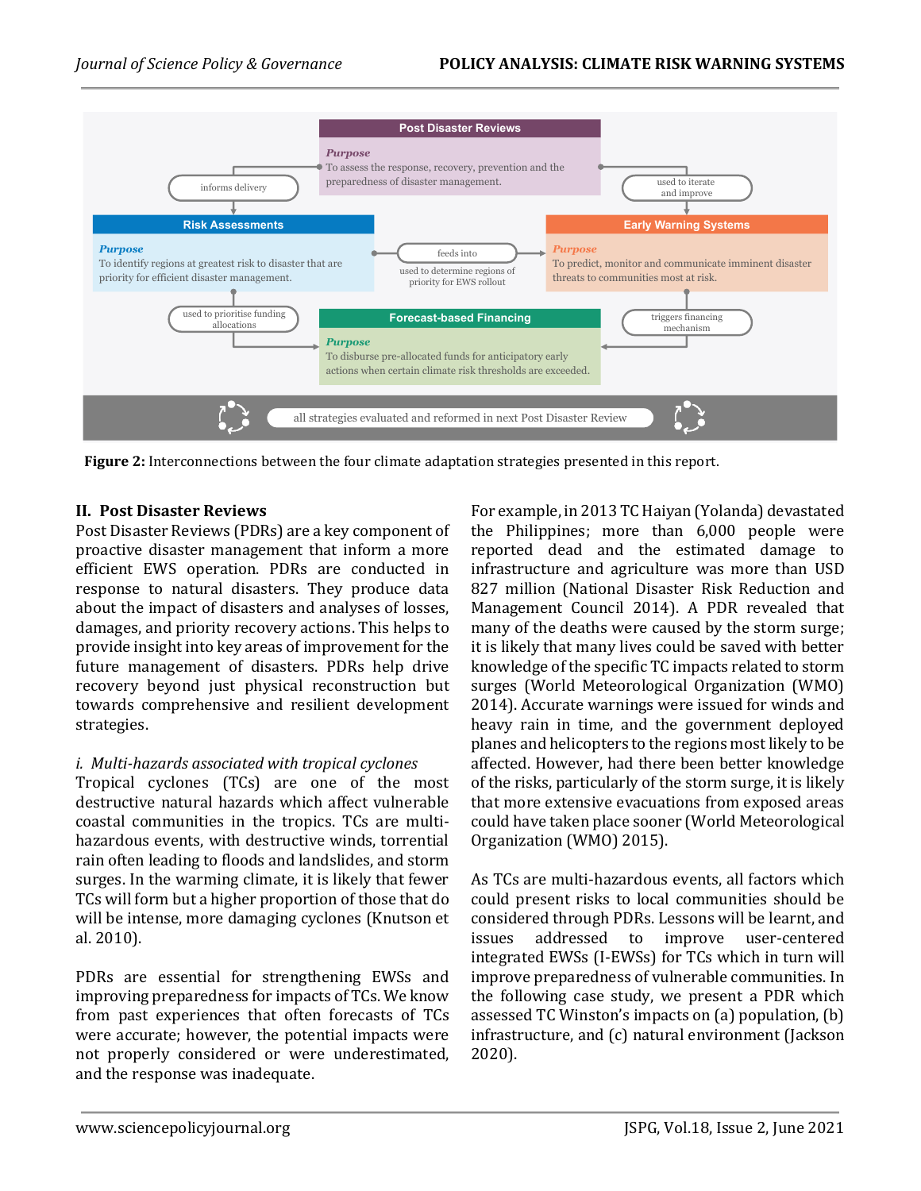**Post Disaster Reviews**

*Purpose*
To assess the response, recovery, prevention and the preparedness of disaster management.

**Risk Assessments**

*Purpose*
To identify regions at greatest risk to disaster that are priority for efficient disaster management.

**Early Warning Systems**

*Purpose*
To predict, monitor and communicate imminent disaster threats to communities most at risk.

**Forecast-based Financing**

*Purpose*
To disburse pre-allocated funds for anticipatory early actions when certain climate risk thresholds are exceeded.

informs delivery

used to iterate and improve

feeds into

used to determine regions of priority for EWS rollout

used to prioritise funding allocations

triggers financing mechanism

all strategies evaluated and reformed in next Post Disaster Review

**Figure 2:** Interconnections between the four climate adaptation strategies presented in this report.

## II. Post Disaster Reviews

Post Disaster Reviews (PDRs) are a key component of proactive disaster management that inform a more efficient EWS operation. PDRs are conducted in response to natural disasters. They produce data about the impact of disasters and analyses of losses, damages, and priority recovery actions. This helps to provide insight into key areas of improvement for the future management of disasters. PDRs help drive recovery beyond just physical reconstruction but towards comprehensive and resilient development strategies.

### *i. Multi-hazards associated with tropical cyclones*

Tropical cyclones (TCs) are one of the most destructive natural hazards which affect vulnerable coastal communities in the tropics. TCs are multi-hazardous events, with destructive winds, torrential rain often leading to floods and landslides, and storm surges. In the warming climate, it is likely that fewer TCs will form but a higher proportion of those that do will be intense, more damaging cyclones (Knutson et al. 2010).

PDRs are essential for strengthening EWSs and improving preparedness for impacts of TCs. We know from past experiences that often forecasts of TCs were accurate; however, the potential impacts were not properly considered or were underestimated, and the response was inadequate.

For example, in 2013 TC Haiyan (Yolanda) devastated the Philippines; more than 6,000 people were reported dead and the estimated damage to infrastructure and agriculture was more than USD 827 million (National Disaster Risk Reduction and Management Council 2014). A PDR revealed that many of the deaths were caused by the storm surge; it is likely that many lives could be saved with better knowledge of the specific TC impacts related to storm surges (World Meteorological Organization (WMO) 2014). Accurate warnings were issued for winds and heavy rain in time, and the government deployed planes and helicopters to the regions most likely to be affected. However, had there been better knowledge of the risks, particularly of the storm surge, it is likely that more extensive evacuations from exposed areas could have taken place sooner (World Meteorological Organization (WMO) 2015).

As TCs are multi-hazardous events, all factors which could present risks to local communities should be considered through PDRs. Lessons will be learnt, and issues addressed to improve user-centered integrated EWSs (I-EWSs) for TCs which in turn will improve preparedness of vulnerable communities. In the following case study, we present a PDR which assessed TC Winston's impacts on (a) population, (b) infrastructure, and (c) natural environment (Jackson 2020).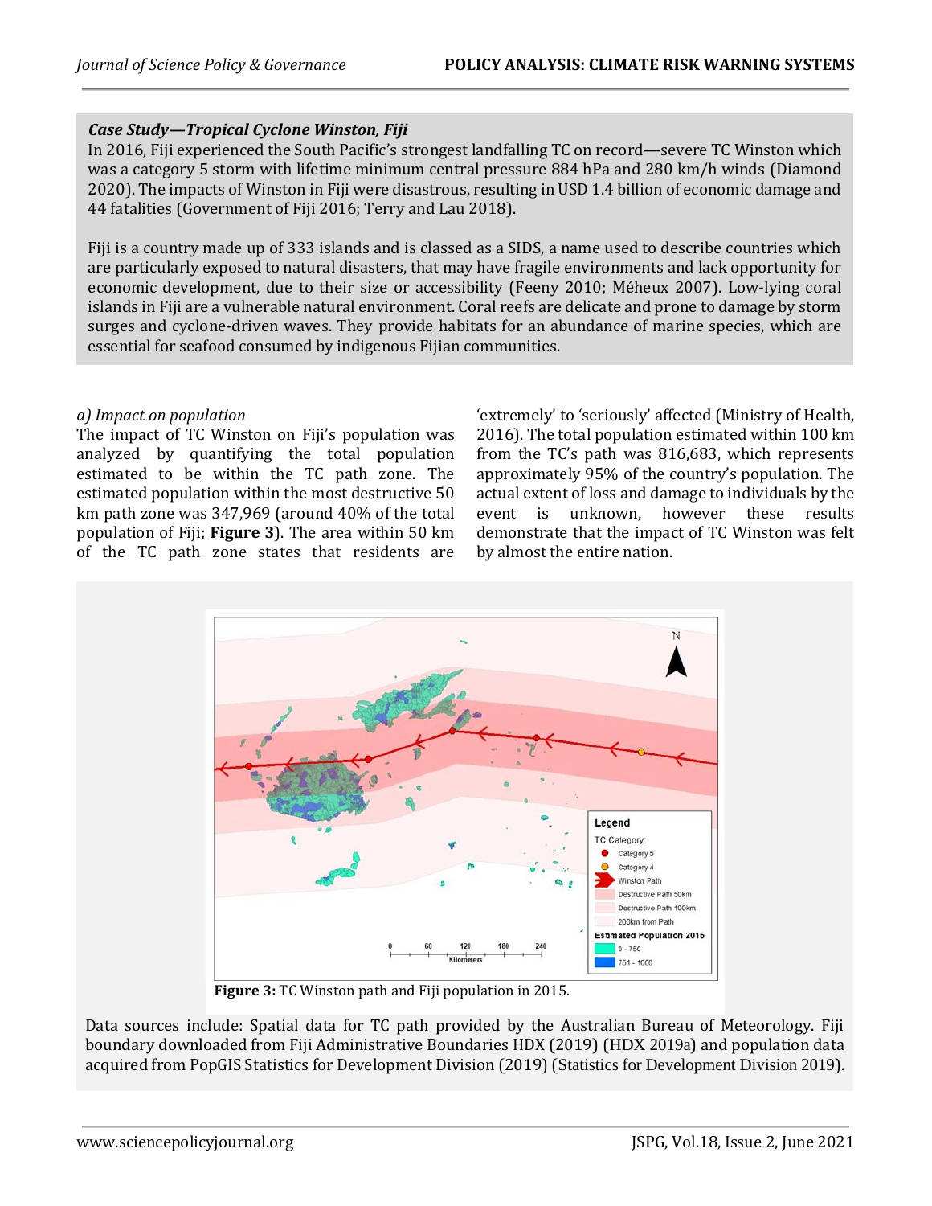***Case Study—Tropical Cyclone Winston, Fiji***

In 2016, Fiji experienced the South Pacific's strongest landfalling TC on record—severe TC Winston which was a category 5 storm with lifetime minimum central pressure 884 hPa and 280 km/h winds (Diamond 2020). The impacts of Winston in Fiji were disastrous, resulting in USD 1.4 billion of economic damage and 44 fatalities (Government of Fiji 2016; Terry and Lau 2018).

Fiji is a country made up of 333 islands and is classed as a SIDS, a name used to describe countries which are particularly exposed to natural disasters, that may have fragile environments and lack opportunity for economic development, due to their size or accessibility (Feeny 2010; Méheux 2007). Low-lying coral islands in Fiji are a vulnerable natural environment. Coral reefs are delicate and prone to damage by storm surges and cyclone-driven waves. They provide habitats for an abundance of marine species, which are essential for seafood consumed by indigenous Fijian communities.

*a) Impact on population*

The impact of TC Winston on Fiji's population was analyzed by quantifying the total population estimated to be within the TC path zone. The estimated population within the most destructive 50 km path zone was 347,969 (around 40% of the total population of Fiji; **Figure 3**). The area within 50 km of the TC path zone states that residents are 'extremely' to 'seriously' affected (Ministry of Health, 2016). The total population estimated within 100 km from the TC's path was 816,683, which represents approximately 95% of the country's population. The actual extent of loss and damage to individuals by the event is unknown, however these results demonstrate that the impact of TC Winston was felt by almost the entire nation.

**Figure 3:** TC Winston path and Fiji population in 2015.

Data sources include: Spatial data for TC path provided by the Australian Bureau of Meteorology. Fiji boundary downloaded from Fiji Administrative Boundaries HDX (2019) (HDX 2019a) and population data acquired from PopGIS Statistics for Development Division (2019) (Statistics for Development Division 2019).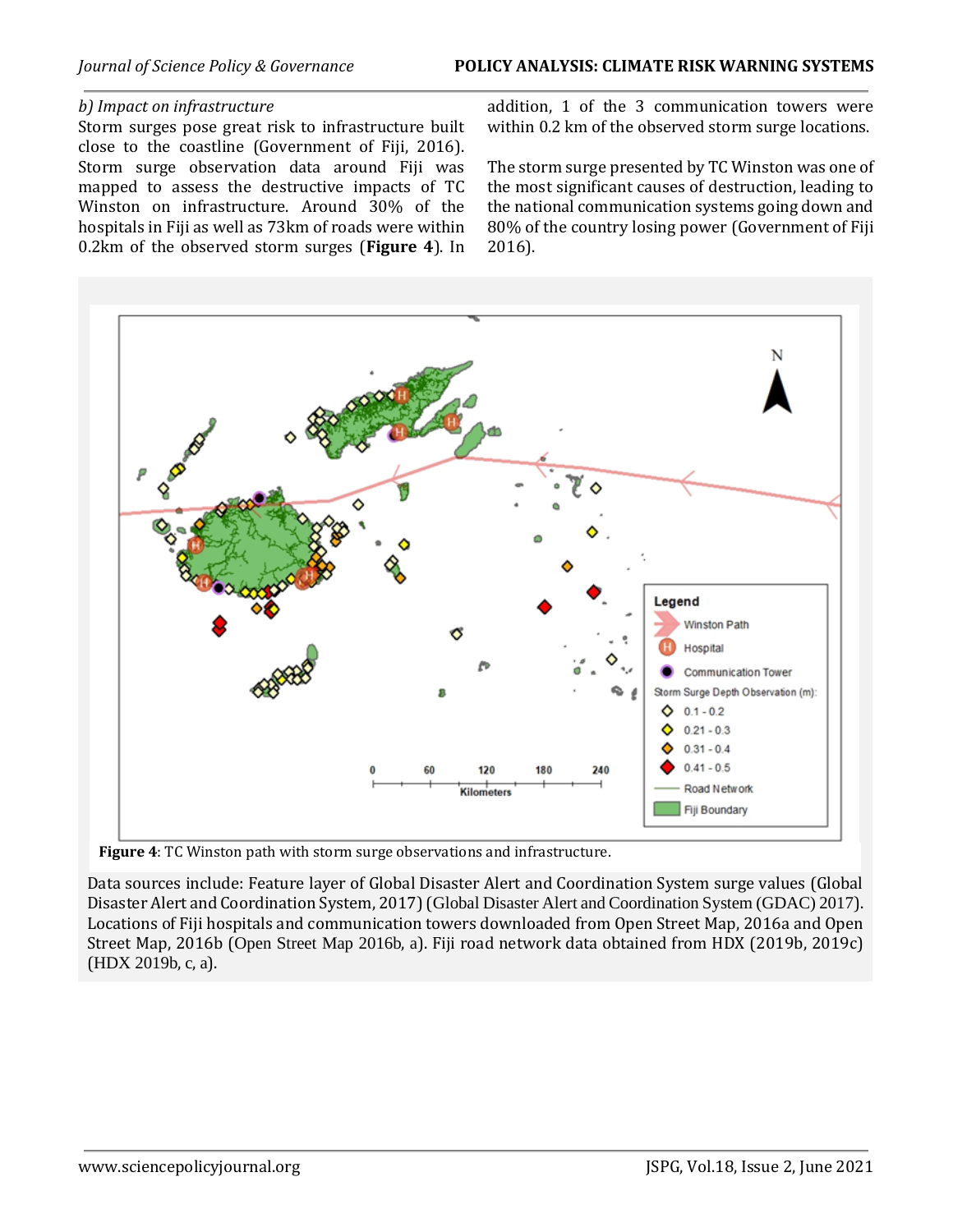*b) Impact on infrastructure*

Storm surges pose great risk to infrastructure built close to the coastline (Government of Fiji, 2016). Storm surge observation data around Fiji was mapped to assess the destructive impacts of TC Winston on infrastructure. Around 30% of the hospitals in Fiji as well as 73km of roads were within 0.2km of the observed storm surges (**Figure 4**). In addition, 1 of the 3 communication towers were within 0.2 km of the observed storm surge locations.

The storm surge presented by TC Winston was one of the most significant causes of destruction, leading to the national communication systems going down and 80% of the country losing power (Government of Fiji 2016).

**Figure 4**: TC Winston path with storm surge observations and infrastructure.

Data sources include: Feature layer of Global Disaster Alert and Coordination System surge values (Global Disaster Alert and Coordination System, 2017) (Global Disaster Alert and Coordination System (GDAC) 2017). Locations of Fiji hospitals and communication towers downloaded from Open Street Map, 2016a and Open Street Map, 2016b (Open Street Map 2016b, a). Fiji road network data obtained from HDX (2019b, 2019c) (HDX 2019b, c, a).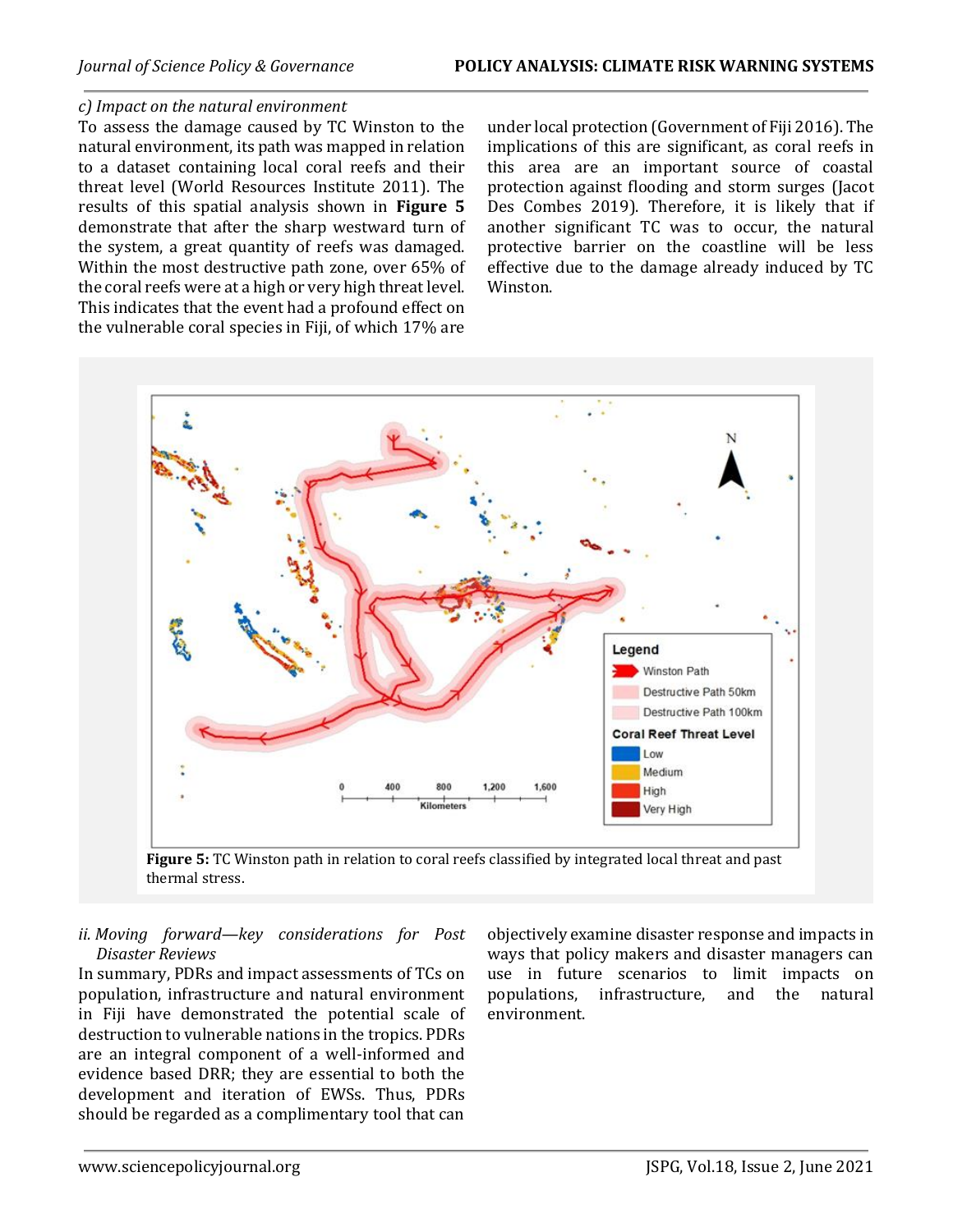*c) Impact on the natural environment*

To assess the damage caused by TC Winston to the natural environment, its path was mapped in relation to a dataset containing local coral reefs and their threat level (World Resources Institute 2011). The results of this spatial analysis shown in **Figure 5** demonstrate that after the sharp westward turn of the system, a great quantity of reefs was damaged. Within the most destructive path zone, over 65% of the coral reefs were at a high or very high threat level. This indicates that the event had a profound effect on the vulnerable coral species in Fiji, of which 17% are under local protection (Government of Fiji 2016). The implications of this are significant, as coral reefs in this area are an important source of coastal protection against flooding and storm surges (Jacot Des Combes 2019). Therefore, it is likely that if another significant TC was to occur, the natural protective barrier on the coastline will be less effective due to the damage already induced by TC Winston.

**Figure 5:** TC Winston path in relation to coral reefs classified by integrated local threat and past thermal stress.

*ii. Moving forward—key considerations for Post Disaster Reviews*

In summary, PDRs and impact assessments of TCs on population, infrastructure and natural environment in Fiji have demonstrated the potential scale of destruction to vulnerable nations in the tropics. PDRs are an integral component of a well-informed and evidence based DRR; they are essential to both the development and iteration of EWSs. Thus, PDRs should be regarded as a complimentary tool that can objectively examine disaster response and impacts in ways that policy makers and disaster managers can use in future scenarios to limit impacts on populations, infrastructure, and the natural environment.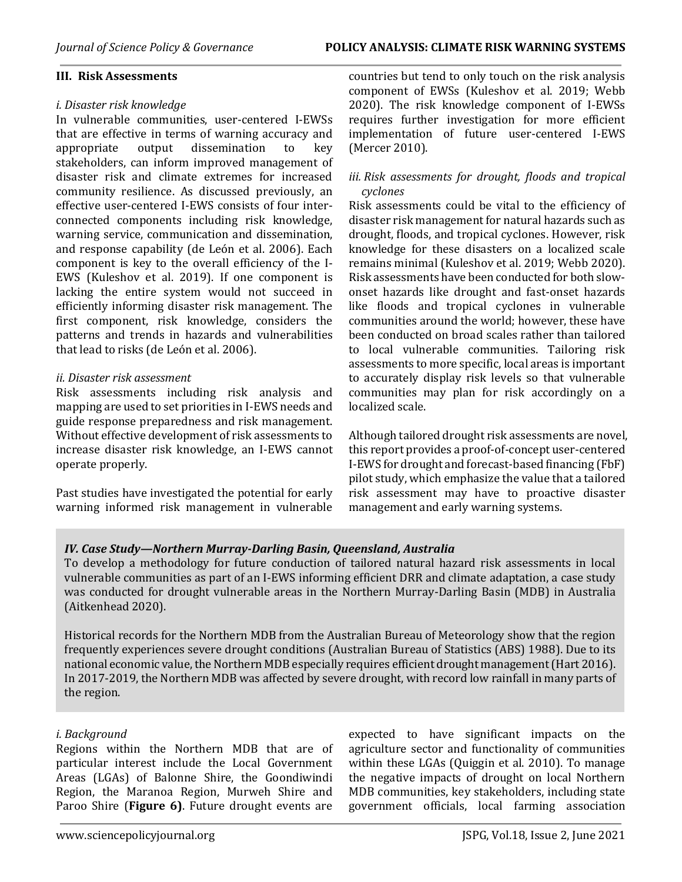## III. Risk Assessments

*i. Disaster risk knowledge*

In vulnerable communities, user-centered I-EWSs that are effective in terms of warning accuracy and appropriate output dissemination to key stakeholders, can inform improved management of disaster risk and climate extremes for increased community resilience. As discussed previously, an effective user-centered I-EWS consists of four inter-connected components including risk knowledge, warning service, communication and dissemination, and response capability (de León et al. 2006). Each component is key to the overall efficiency of the I-EWS (Kuleshov et al. 2019). If one component is lacking the entire system would not succeed in efficiently informing disaster risk management. The first component, risk knowledge, considers the patterns and trends in hazards and vulnerabilities that lead to risks (de León et al. 2006).

*ii. Disaster risk assessment*

Risk assessments including risk analysis and mapping are used to set priorities in I-EWS needs and guide response preparedness and risk management. Without effective development of risk assessments to increase disaster risk knowledge, an I-EWS cannot operate properly.

Past studies have investigated the potential for early warning informed risk management in vulnerable countries but tend to only touch on the risk analysis component of EWSs (Kuleshov et al. 2019; Webb 2020). The risk knowledge component of I-EWSs requires further investigation for more efficient implementation of future user-centered I-EWS (Mercer 2010).

*iii. Risk assessments for drought, floods and tropical cyclones*

Risk assessments could be vital to the efficiency of disaster risk management for natural hazards such as drought, floods, and tropical cyclones. However, risk knowledge for these disasters on a localized scale remains minimal (Kuleshov et al. 2019; Webb 2020). Risk assessments have been conducted for both slow-onset hazards like drought and fast-onset hazards like floods and tropical cyclones in vulnerable communities around the world; however, these have been conducted on broad scales rather than tailored to local vulnerable communities. Tailoring risk assessments to more specific, local areas is important to accurately display risk levels so that vulnerable communities may plan for risk accordingly on a localized scale.

Although tailored drought risk assessments are novel, this report provides a proof-of-concept user-centered I-EWS for drought and forecast-based financing (FbF) pilot study, which emphasize the value that a tailored risk assessment may have to proactive disaster management and early warning systems.

## *IV. Case Study—Northern Murray-Darling Basin, Queensland, Australia*

To develop a methodology for future conduction of tailored natural hazard risk assessments in local vulnerable communities as part of an I-EWS informing efficient DRR and climate adaptation, a case study was conducted for drought vulnerable areas in the Northern Murray-Darling Basin (MDB) in Australia (Aitkenhead 2020).

Historical records for the Northern MDB from the Australian Bureau of Meteorology show that the region frequently experiences severe drought conditions (Australian Bureau of Statistics (ABS) 1988). Due to its national economic value, the Northern MDB especially requires efficient drought management (Hart 2016). In 2017-2019, the Northern MDB was affected by severe drought, with record low rainfall in many parts of the region.

*i. Background*

Regions within the Northern MDB that are of particular interest include the Local Government Areas (LGAs) of Balonne Shire, the Goondiwindi Region, the Maranoa Region, Murweh Shire and Paroo Shire (**Figure 6**). Future drought events are expected to have significant impacts on the agriculture sector and functionality of communities within these LGAs (Quiggin et al. 2010). To manage the negative impacts of drought on local Northern MDB communities, key stakeholders, including state government officials, local farming association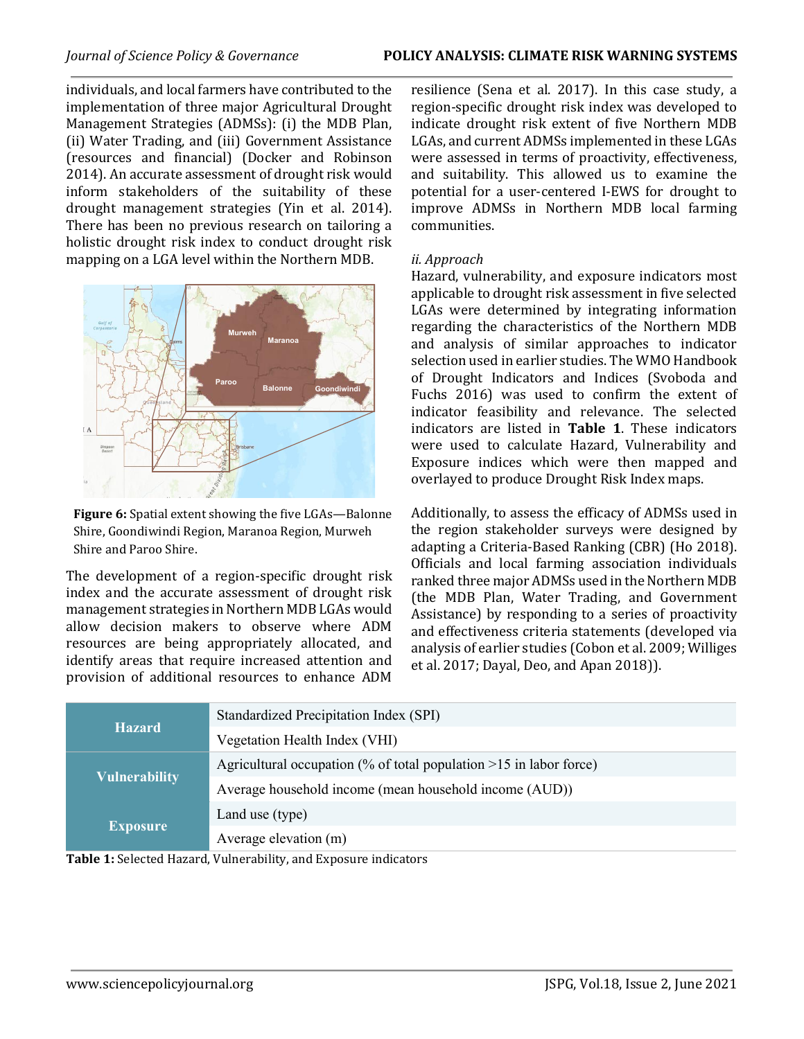individuals, and local farmers have contributed to the implementation of three major Agricultural Drought Management Strategies (ADMSs): (i) the MDB Plan, (ii) Water Trading, and (iii) Government Assistance (resources and financial) (Docker and Robinson 2014). An accurate assessment of drought risk would inform stakeholders of the suitability of these drought management strategies (Yin et al. 2014). There has been no previous research on tailoring a holistic drought risk index to conduct drought risk mapping on a LGA level within the Northern MDB.

**Figure 6:** Spatial extent showing the five LGAs—Balonne Shire, Goondiwindi Region, Maranoa Region, Murweh Shire and Paroo Shire.

The development of a region-specific drought risk index and the accurate assessment of drought risk management strategies in Northern MDB LGAs would allow decision makers to observe where ADM resources are being appropriately allocated, and identify areas that require increased attention and provision of additional resources to enhance ADM resilience (Sena et al. 2017). In this case study, a region-specific drought risk index was developed to indicate drought risk extent of five Northern MDB LGAs, and current ADMSs implemented in these LGAs were assessed in terms of proactivity, effectiveness, and suitability. This allowed us to examine the potential for a user-centered I-EWS for drought to improve ADMSs in Northern MDB local farming communities.

*ii. Approach*

Hazard, vulnerability, and exposure indicators most applicable to drought risk assessment in five selected LGAs were determined by integrating information regarding the characteristics of the Northern MDB and analysis of similar approaches to indicator selection used in earlier studies. The WMO Handbook of Drought Indicators and Indices (Svoboda and Fuchs 2016) was used to confirm the extent of indicator feasibility and relevance. The selected indicators are listed in **Table 1**. These indicators were used to calculate Hazard, Vulnerability and Exposure indices which were then mapped and overlayed to produce Drought Risk Index maps.

Additionally, to assess the efficacy of ADMSs used in the region stakeholder surveys were designed by adapting a Criteria-Based Ranking (CBR) (Ho 2018). Officials and local farming association individuals ranked three major ADMSs used in the Northern MDB (the MDB Plan, Water Trading, and Government Assistance) by responding to a series of proactivity and effectiveness criteria statements (developed via analysis of earlier studies (Cobon et al. 2009; Williges et al. 2017; Dayal, Deo, and Apan 2018)).

| | |
|---|---|
| **Hazard** | Standardized Precipitation Index (SPI) |
| | Vegetation Health Index (VHI) |
| **Vulnerability** | Agricultural occupation (% of total population >15 in labor force) |
| | Average household income (mean household income (AUD)) |
| **Exposure** | Land use (type) |
| | Average elevation (m) |

**Table 1:** Selected Hazard, Vulnerability, and Exposure indicators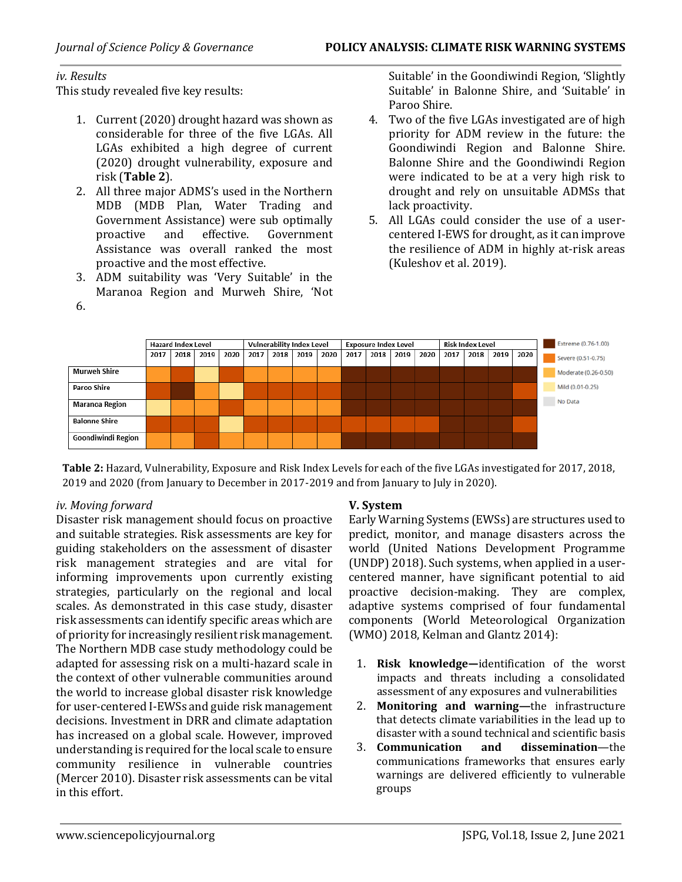*iv. Results*

This study revealed five key results:

1. Current (2020) drought hazard was shown as considerable for three of the five LGAs. All LGAs exhibited a high degree of current (2020) drought vulnerability, exposure and risk (**Table 2**).
2. All three major ADMS's used in the Northern MDB (MDB Plan, Water Trading and Government Assistance) were sub optimally proactive and effective. Government Assistance was overall ranked the most proactive and the most effective.
3. ADM suitability was 'Very Suitable' in the Maranoa Region and Murweh Shire, 'Not Suitable' in the Goondiwindi Region, 'Slightly Suitable' in Balonne Shire, and 'Suitable' in Paroo Shire.
4. Two of the five LGAs investigated are of high priority for ADM review in the future: the Goondiwindi Region and Balonne Shire. Balonne Shire and the Goondiwindi Region were indicated to be at a very high risk to drought and rely on unsuitable ADMSs that lack proactivity.
5. All LGAs could consider the use of a user-centered I-EWS for drought, as it can improve the resilience of ADM in highly at-risk areas (Kuleshov et al. 2019).
6.

| | Hazard Index Level | | | | Vulnerability Index Level | | | | Exposure Index Level | | | | Risk Index Level | | | |
|---|---|---|---|---|---|---|---|---|---|---|---|---|---|---|---|---|
| | 2017 | 2018 | 2019 | 2020 | 2017 | 2018 | 2019 | 2020 | 2017 | 2018 | 2019 | 2020 | 2017 | 2018 | 2019 | 2020 |
| Murweh Shire | Moderate | Severe | Mild | Severe | Moderate | Moderate | Moderate | Moderate | Extreme | Extreme | Extreme | Extreme | Extreme | Extreme | Extreme | Extreme |
| Paroo Shire | Severe | Extreme | Moderate | Mild | Severe | Severe | Severe | Severe | Extreme | Extreme | Extreme | Extreme | Extreme | Extreme | Extreme | Severe |
| Maranoa Region | Mild | Moderate | Moderate | Severe | Moderate | Moderate | Moderate | Moderate | Extreme | Extreme | Extreme | Extreme | Extreme | Extreme | Extreme | Extreme |
| Balonne Shire | Severe | Severe | Severe | Mild | Severe | Severe | Severe | Severe | Severe | Severe | Severe | Severe | Extreme | Extreme | Extreme | Severe |
| Goondiwindi Region | Moderate | Moderate | Severe | Moderate | Moderate | Moderate | Moderate | Moderate | Extreme | Extreme | Extreme | Extreme | Extreme | Extreme | Extreme | Extreme |

Legend: Extreme (0.76-1.00); Severe (0.51-0.75); Moderate (0.26-0.50); Mild (0.01-0.25); No Data

**Table 2:** Hazard, Vulnerability, Exposure and Risk Index Levels for each of the five LGAs investigated for 2017, 2018, 2019 and 2020 (from January to December in 2017-2019 and from January to July in 2020).

*iv. Moving forward*

Disaster risk management should focus on proactive and suitable strategies. Risk assessments are key for guiding stakeholders on the assessment of disaster risk management strategies and are vital for informing improvements upon currently existing strategies, particularly on the regional and local scales. As demonstrated in this case study, disaster risk assessments can identify specific areas which are of priority for increasingly resilient risk management. The Northern MDB case study methodology could be adapted for assessing risk on a multi-hazard scale in the context of other vulnerable communities around the world to increase global disaster risk knowledge for user-centered I-EWSs and guide risk management decisions. Investment in DRR and climate adaptation has increased on a global scale. However, improved understanding is required for the local scale to ensure community resilience in vulnerable countries (Mercer 2010). Disaster risk assessments can be vital in this effort.

**V. System**

Early Warning Systems (EWSs) are structures used to predict, monitor, and manage disasters across the world (United Nations Development Programme (UNDP) 2018). Such systems, when applied in a user-centered manner, have significant potential to aid proactive decision-making. They are complex, adaptive systems comprised of four fundamental components (World Meteorological Organization (WMO) 2018, Kelman and Glantz 2014):

1. **Risk knowledge—**identification of the worst impacts and threats including a consolidated assessment of any exposures and vulnerabilities
2. **Monitoring and warning—**the infrastructure that detects climate variabilities in the lead up to disaster with a sound technical and scientific basis
3. **Communication and dissemination**—the communications frameworks that ensures early warnings are delivered efficiently to vulnerable groups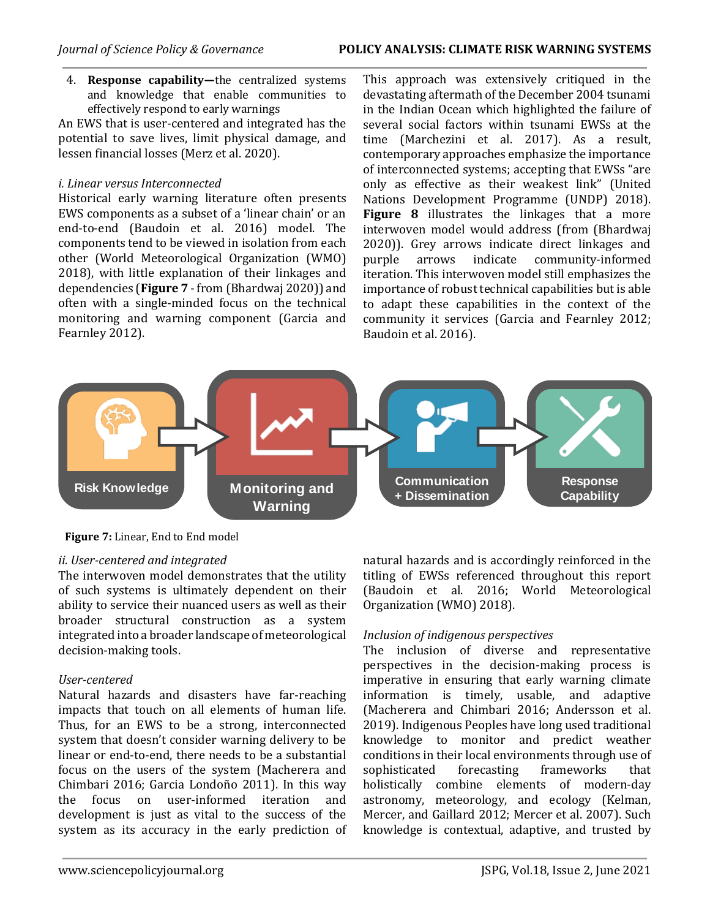4. **Response capability—**the centralized systems and knowledge that enable communities to effectively respond to early warnings

An EWS that is user-centered and integrated has the potential to save lives, limit physical damage, and lessen financial losses (Merz et al. 2020).

*i. Linear versus Interconnected*

Historical early warning literature often presents EWS components as a subset of a 'linear chain' or an end-to-end (Baudoin et al. 2016) model. The components tend to be viewed in isolation from each other (World Meteorological Organization (WMO) 2018), with little explanation of their linkages and dependencies (**Figure 7** - from (Bhardwaj 2020)) and often with a single-minded focus on the technical monitoring and warning component (Garcia and Fearnley 2012).

This approach was extensively critiqued in the devastating aftermath of the December 2004 tsunami in the Indian Ocean which highlighted the failure of several social factors within tsunami EWSs at the time (Marchezini et al. 2017). As a result, contemporary approaches emphasize the importance of interconnected systems; accepting that EWSs "are only as effective as their weakest link" (United Nations Development Programme (UNDP) 2018). **Figure 8** illustrates the linkages that a more interwoven model would address (from (Bhardwaj 2020)). Grey arrows indicate direct linkages and purple arrows indicate community-informed iteration. This interwoven model still emphasizes the importance of robust technical capabilities but is able to adapt these capabilities in the context of the community it services (Garcia and Fearnley 2012; Baudoin et al. 2016).

Risk Knowledge → Monitoring and Warning → Communication + Dissemination → Response Capability

**Figure 7:** Linear, End to End model

*ii. User-centered and integrated*

The interwoven model demonstrates that the utility of such systems is ultimately dependent on their ability to service their nuanced users as well as their broader structural construction as a system integrated into a broader landscape of meteorological decision-making tools.

*User-centered*

Natural hazards and disasters have far-reaching impacts that touch on all elements of human life. Thus, for an EWS to be a strong, interconnected system that doesn't consider warning delivery to be linear or end-to-end, there needs to be a substantial focus on the users of the system (Macherera and Chimbari 2016; Garcia Londoño 2011). In this way the focus on user-informed iteration and development is just as vital to the success of the system as its accuracy in the early prediction of natural hazards and is accordingly reinforced in the titling of EWSs referenced throughout this report (Baudoin et al. 2016; World Meteorological Organization (WMO) 2018).

*Inclusion of indigenous perspectives*

The inclusion of diverse and representative perspectives in the decision-making process is imperative in ensuring that early warning climate information is timely, usable, and adaptive (Macherera and Chimbari 2016; Andersson et al. 2019). Indigenous Peoples have long used traditional knowledge to monitor and predict weather conditions in their local environments through use of sophisticated forecasting frameworks that holistically combine elements of modern-day astronomy, meteorology, and ecology (Kelman, Mercer, and Gaillard 2012; Mercer et al. 2007). Such knowledge is contextual, adaptive, and trusted by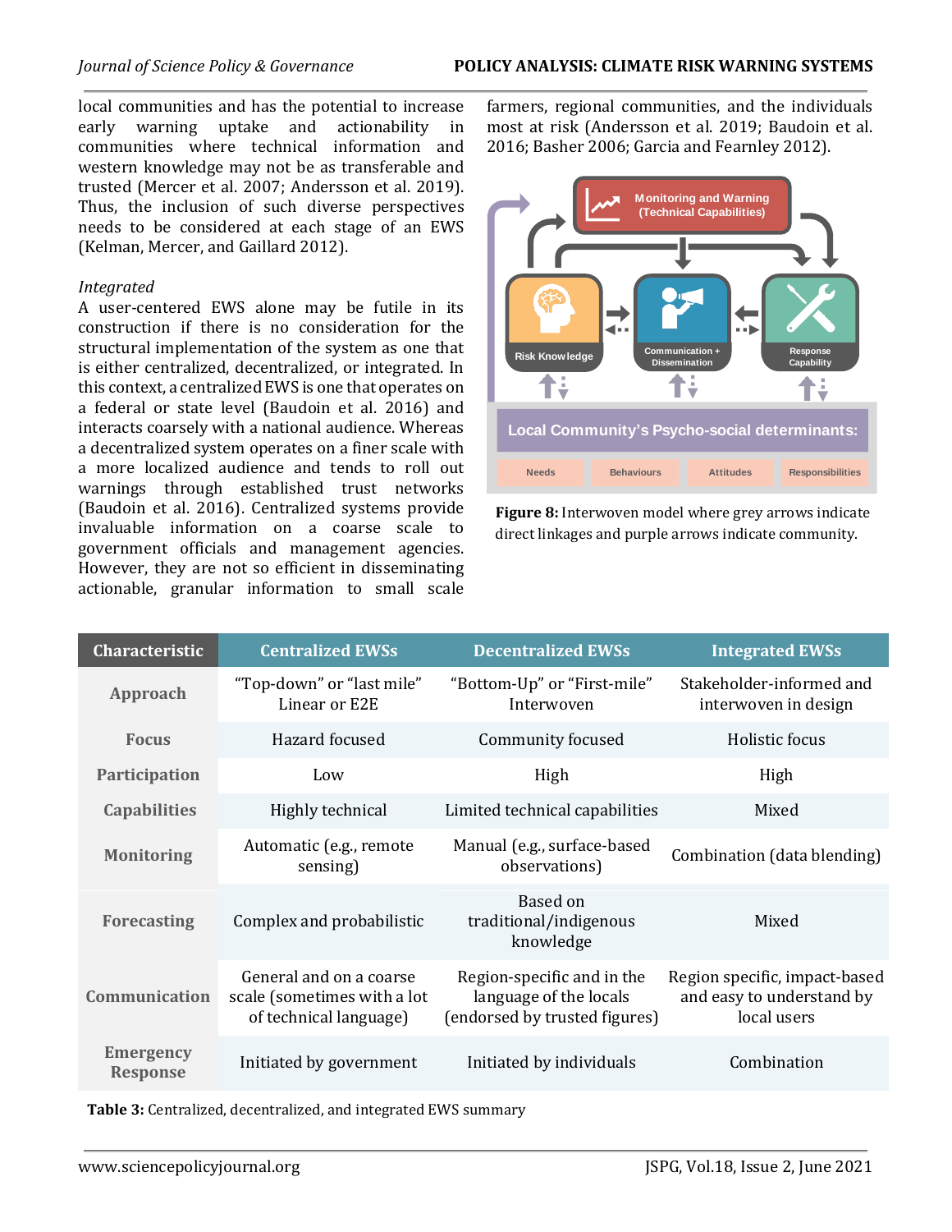local communities and has the potential to increase early warning uptake and actionability in communities where technical information and western knowledge may not be as transferable and trusted (Mercer et al. 2007; Andersson et al. 2019). Thus, the inclusion of such diverse perspectives needs to be considered at each stage of an EWS (Kelman, Mercer, and Gaillard 2012).

*Integrated*

A user-centered EWS alone may be futile in its construction if there is no consideration for the structural implementation of the system as one that is either centralized, decentralized, or integrated. In this context, a centralized EWS is one that operates on a federal or state level (Baudoin et al. 2016) and interacts coarsely with a national audience. Whereas a decentralized system operates on a finer scale with a more localized audience and tends to roll out warnings through established trust networks (Baudoin et al. 2016). Centralized systems provide invaluable information on a coarse scale to government officials and management agencies. However, they are not so efficient in disseminating actionable, granular information to small scale farmers, regional communities, and the individuals most at risk (Andersson et al. 2019; Baudoin et al. 2016; Basher 2006; Garcia and Fearnley 2012).

**Figure 8:** Interwoven model where grey arrows indicate direct linkages and purple arrows indicate community.

| Characteristic | Centralized EWSs | Decentralized EWSs | Integrated EWSs |
|---|---|---|---|
| Approach | "Top-down" or "last mile" Linear or E2E | "Bottom-Up" or "First-mile" Interwoven | Stakeholder-informed and interwoven in design |
| Focus | Hazard focused | Community focused | Holistic focus |
| Participation | Low | High | High |
| Capabilities | Highly technical | Limited technical capabilities | Mixed |
| Monitoring | Automatic (e.g., remote sensing) | Manual (e.g., surface-based observations) | Combination (data blending) |
| Forecasting | Complex and probabilistic | Based on traditional/indigenous knowledge | Mixed |
| Communication | General and on a coarse scale (sometimes with a lot of technical language) | Region-specific and in the language of the locals (endorsed by trusted figures) | Region specific, impact-based and easy to understand by local users |
| Emergency Response | Initiated by government | Initiated by individuals | Combination |

**Table 3:** Centralized, decentralized, and integrated EWS summary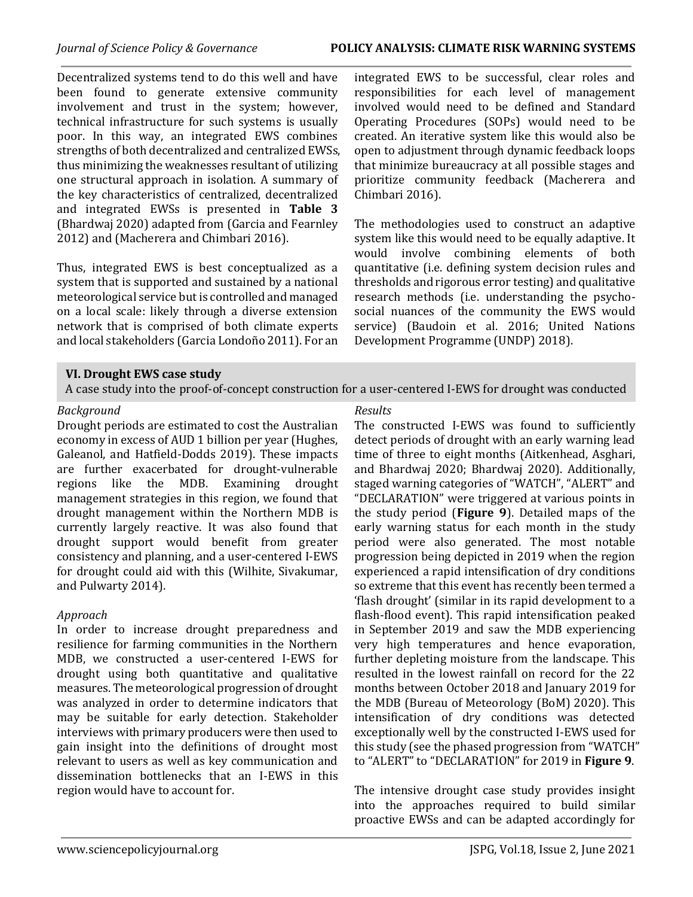Decentralized systems tend to do this well and have been found to generate extensive community involvement and trust in the system; however, technical infrastructure for such systems is usually poor. In this way, an integrated EWS combines strengths of both decentralized and centralized EWSs, thus minimizing the weaknesses resultant of utilizing one structural approach in isolation. A summary of the key characteristics of centralized, decentralized and integrated EWSs is presented in **Table 3** (Bhardwaj 2020) adapted from (Garcia and Fearnley 2012) and (Macherera and Chimbari 2016).

Thus, integrated EWS is best conceptualized as a system that is supported and sustained by a national meteorological service but is controlled and managed on a local scale: likely through a diverse extension network that is comprised of both climate experts and local stakeholders (Garcia Londoño 2011). For an integrated EWS to be successful, clear roles and responsibilities for each level of management involved would need to be defined and Standard Operating Procedures (SOPs) would need to be created. An iterative system like this would also be open to adjustment through dynamic feedback loops that minimize bureaucracy at all possible stages and prioritize community feedback (Macherera and Chimbari 2016).

The methodologies used to construct an adaptive system like this would need to be equally adaptive. It would involve combining elements of both quantitative (i.e. defining system decision rules and thresholds and rigorous error testing) and qualitative research methods (i.e. understanding the psycho-social nuances of the community the EWS would service) (Baudoin et al. 2016; United Nations Development Programme (UNDP) 2018).

## VI. Drought EWS case study

A case study into the proof-of-concept construction for a user-centered I-EWS for drought was conducted

*Background*

Drought periods are estimated to cost the Australian economy in excess of AUD 1 billion per year (Hughes, Galeanol, and Hatfield-Dodds 2019). These impacts are further exacerbated for drought-vulnerable regions like the MDB. Examining drought management strategies in this region, we found that drought management within the Northern MDB is currently largely reactive. It was also found that drought support would benefit from greater consistency and planning, and a user-centered I-EWS for drought could aid with this (Wilhite, Sivakumar, and Pulwarty 2014).

*Approach*

In order to increase drought preparedness and resilience for farming communities in the Northern MDB, we constructed a user-centered I-EWS for drought using both quantitative and qualitative measures. The meteorological progression of drought was analyzed in order to determine indicators that may be suitable for early detection. Stakeholder interviews with primary producers were then used to gain insight into the definitions of drought most relevant to users as well as key communication and dissemination bottlenecks that an I-EWS in this region would have to account for.

*Results*

The constructed I-EWS was found to sufficiently detect periods of drought with an early warning lead time of three to eight months (Aitkenhead, Asghari, and Bhardwaj 2020; Bhardwaj 2020). Additionally, staged warning categories of "WATCH", "ALERT" and "DECLARATION" were triggered at various points in the study period (**Figure 9**). Detailed maps of the early warning status for each month in the study period were also generated. The most notable progression being depicted in 2019 when the region experienced a rapid intensification of dry conditions so extreme that this event has recently been termed a 'flash drought' (similar in its rapid development to a flash-flood event). This rapid intensification peaked in September 2019 and saw the MDB experiencing very high temperatures and hence evaporation, further depleting moisture from the landscape. This resulted in the lowest rainfall on record for the 22 months between October 2018 and January 2019 for the MDB (Bureau of Meteorology (BoM) 2020). This intensification of dry conditions was detected exceptionally well by the constructed I-EWS used for this study (see the phased progression from "WATCH" to "ALERT" to "DECLARATION" for 2019 in **Figure 9**.

The intensive drought case study provides insight into the approaches required to build similar proactive EWSs and can be adapted accordingly for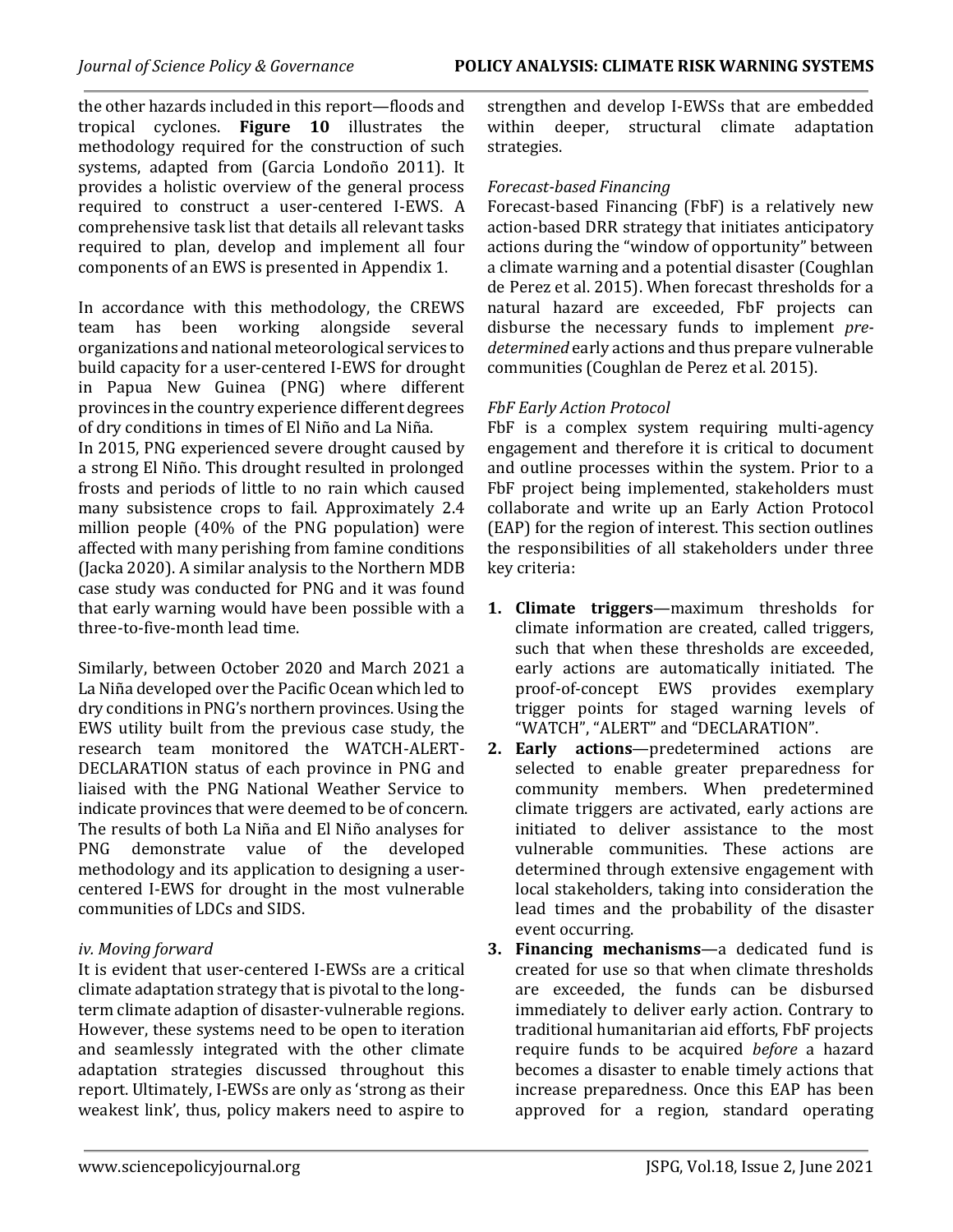the other hazards included in this report—floods and tropical cyclones. **Figure 10** illustrates the methodology required for the construction of such systems, adapted from (Garcia Londoño 2011). It provides a holistic overview of the general process required to construct a user-centered I-EWS. A comprehensive task list that details all relevant tasks required to plan, develop and implement all four components of an EWS is presented in Appendix 1.

In accordance with this methodology, the CREWS team has been working alongside several organizations and national meteorological services to build capacity for a user-centered I-EWS for drought in Papua New Guinea (PNG) where different provinces in the country experience different degrees of dry conditions in times of El Niño and La Niña.

In 2015, PNG experienced severe drought caused by a strong El Niño. This drought resulted in prolonged frosts and periods of little to no rain which caused many subsistence crops to fail. Approximately 2.4 million people (40% of the PNG population) were affected with many perishing from famine conditions (Jacka 2020). A similar analysis to the Northern MDB case study was conducted for PNG and it was found that early warning would have been possible with a three-to-five-month lead time.

Similarly, between October 2020 and March 2021 a La Niña developed over the Pacific Ocean which led to dry conditions in PNG's northern provinces. Using the EWS utility built from the previous case study, the research team monitored the WATCH-ALERT-DECLARATION status of each province in PNG and liaised with the PNG National Weather Service to indicate provinces that were deemed to be of concern. The results of both La Niña and El Niño analyses for PNG demonstrate value of the developed methodology and its application to designing a user-centered I-EWS for drought in the most vulnerable communities of LDCs and SIDS.

*iv. Moving forward*

It is evident that user-centered I-EWSs are a critical climate adaptation strategy that is pivotal to the long-term climate adaption of disaster-vulnerable regions. However, these systems need to be open to iteration and seamlessly integrated with the other climate adaptation strategies discussed throughout this report. Ultimately, I-EWSs are only as 'strong as their weakest link', thus, policy makers need to aspire to strengthen and develop I-EWSs that are embedded within deeper, structural climate adaptation strategies.

*Forecast-based Financing*

Forecast-based Financing (FbF) is a relatively new action-based DRR strategy that initiates anticipatory actions during the "window of opportunity" between a climate warning and a potential disaster (Coughlan de Perez et al. 2015). When forecast thresholds for a natural hazard are exceeded, FbF projects can disburse the necessary funds to implement *pre-determined* early actions and thus prepare vulnerable communities (Coughlan de Perez et al. 2015).

*FbF Early Action Protocol*

FbF is a complex system requiring multi-agency engagement and therefore it is critical to document and outline processes within the system. Prior to a FbF project being implemented, stakeholders must collaborate and write up an Early Action Protocol (EAP) for the region of interest. This section outlines the responsibilities of all stakeholders under three key criteria:

1. **Climate triggers**—maximum thresholds for climate information are created, called triggers, such that when these thresholds are exceeded, early actions are automatically initiated. The proof-of-concept EWS provides exemplary trigger points for staged warning levels of "WATCH", "ALERT" and "DECLARATION".
2. **Early actions**—predetermined actions are selected to enable greater preparedness for community members. When predetermined climate triggers are activated, early actions are initiated to deliver assistance to the most vulnerable communities. These actions are determined through extensive engagement with local stakeholders, taking into consideration the lead times and the probability of the disaster event occurring.
3. **Financing mechanisms**—a dedicated fund is created for use so that when climate thresholds are exceeded, the funds can be disbursed immediately to deliver early action. Contrary to traditional humanitarian aid efforts, FbF projects require funds to be acquired *before* a hazard becomes a disaster to enable timely actions that increase preparedness. Once this EAP has been approved for a region, standard operating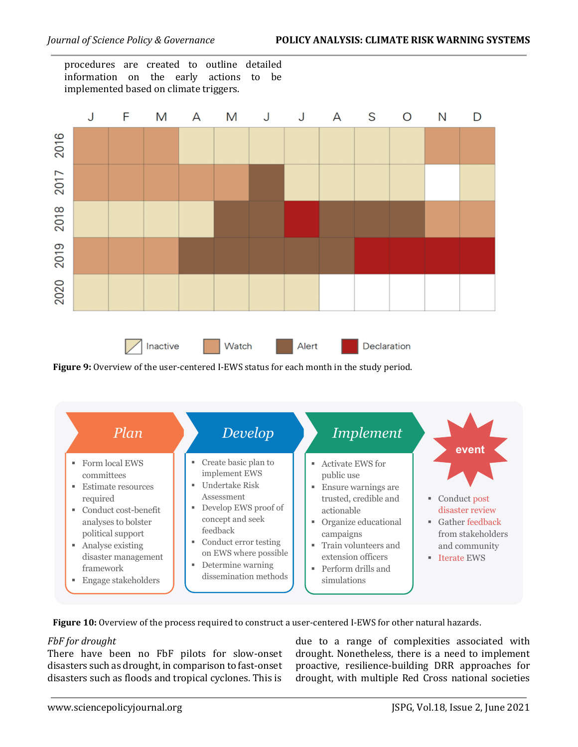procedures are created to outline detailed information on the early actions to be implemented based on climate triggers.

| | J | F | M | A | M | J | J | A | S | O | N | D |
|---|---|---|---|---|---|---|---|---|---|---|---|---|
| 2016 | Watch | Watch | Watch | Inactive | Inactive | Inactive | Inactive | Inactive | Inactive | Inactive | Watch | Watch |
| 2017 | Watch | Watch | Watch | Watch | Watch | Alert | Inactive | Inactive | Inactive | Inactive | | Inactive |
| 2018 | Inactive | Inactive | Inactive | Inactive | Alert | Alert | Declaration | Alert | Alert | Alert | Watch | Watch |
| 2019 | Watch | Watch | Watch | Alert | Alert | Alert | Alert | Alert | Declaration | Declaration | Declaration | Declaration |
| 2020 | Inactive | Inactive | Inactive | Inactive | Inactive | Inactive | Inactive | | | | | |

Inactive / Watch / Alert / Declaration

**Figure 9:** Overview of the user-centered I-EWS status for each month in the study period.

**Plan**
- Form local EWS committees
- Estimate resources required
- Conduct cost-benefit analyses to bolster political support
- Analyse existing disaster management framework
- Engage stakeholders

**Develop**
- Create basic plan to implement EWS
- Undertake Risk Assessment
- Develop EWS proof of concept and seek feedback
- Conduct error testing on EWS where possible
- Determine warning dissemination methods

**Implement**
- Activate EWS for public use
- Ensure warnings are trusted, credible and actionable
- Organize educational campaigns
- Train volunteers and extension officers
- Perform drills and simulations

**event**
- Conduct post disaster review
- Gather feedback from stakeholders and community
- Iterate EWS

**Figure 10:** Overview of the process required to construct a user-centered I-EWS for other natural hazards.

*FbF for drought*

There have been no FbF pilots for slow-onset disasters such as drought, in comparison to fast-onset disasters such as floods and tropical cyclones. This is due to a range of complexities associated with drought. Nonetheless, there is a need to implement proactive, resilience-building DRR approaches for drought, with multiple Red Cross national societies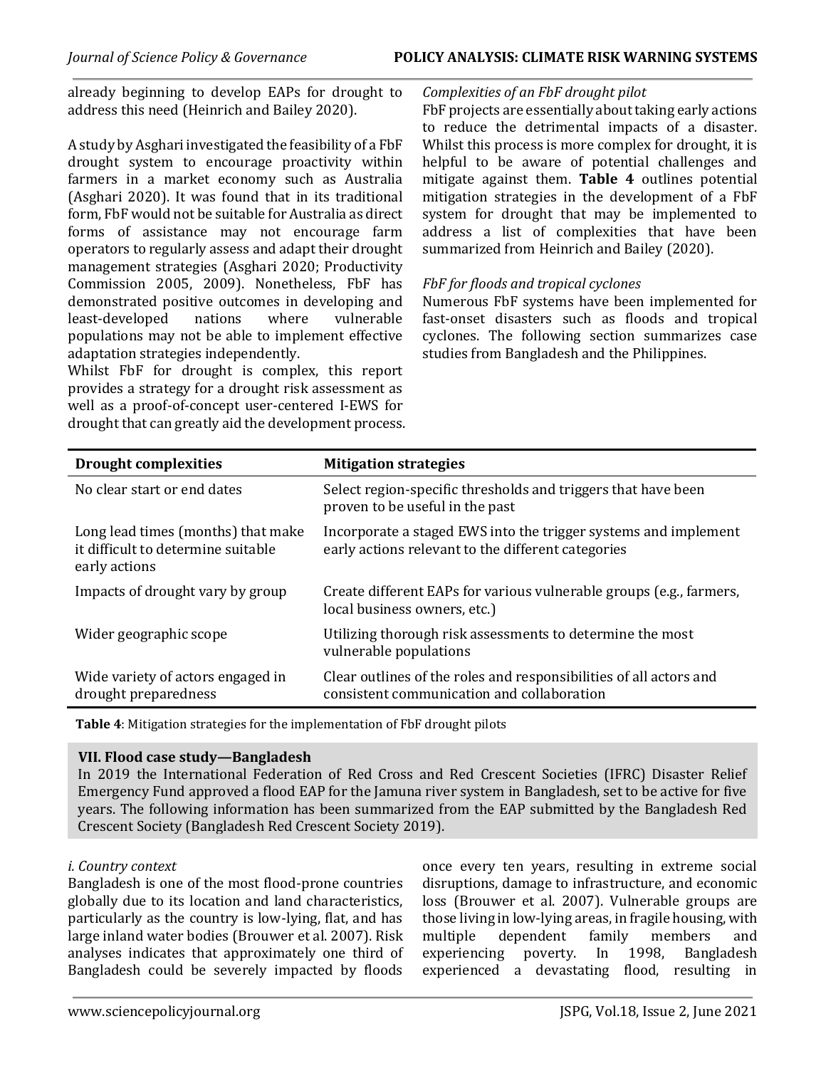already beginning to develop EAPs for drought to address this need (Heinrich and Bailey 2020).

A study by Asghari investigated the feasibility of a FbF drought system to encourage proactivity within farmers in a market economy such as Australia (Asghari 2020). It was found that in its traditional form, FbF would not be suitable for Australia as direct forms of assistance may not encourage farm operators to regularly assess and adapt their drought management strategies (Asghari 2020; Productivity Commission 2005, 2009). Nonetheless, FbF has demonstrated positive outcomes in developing and least-developed nations where vulnerable populations may not be able to implement effective adaptation strategies independently.

Whilst FbF for drought is complex, this report provides a strategy for a drought risk assessment as well as a proof-of-concept user-centered I-EWS for drought that can greatly aid the development process.

*Complexities of an FbF drought pilot*

FbF projects are essentially about taking early actions to reduce the detrimental impacts of a disaster. Whilst this process is more complex for drought, it is helpful to be aware of potential challenges and mitigate against them. **Table 4** outlines potential mitigation strategies in the development of a FbF system for drought that may be implemented to address a list of complexities that have been summarized from Heinrich and Bailey (2020).

*FbF for floods and tropical cyclones*

Numerous FbF systems have been implemented for fast-onset disasters such as floods and tropical cyclones. The following section summarizes case studies from Bangladesh and the Philippines.

| Drought complexities | Mitigation strategies |
|---|---|
| No clear start or end dates | Select region-specific thresholds and triggers that have been proven to be useful in the past |
| Long lead times (months) that make it difficult to determine suitable early actions | Incorporate a staged EWS into the trigger systems and implement early actions relevant to the different categories |
| Impacts of drought vary by group | Create different EAPs for various vulnerable groups (e.g., farmers, local business owners, etc.) |
| Wider geographic scope | Utilizing thorough risk assessments to determine the most vulnerable populations |
| Wide variety of actors engaged in drought preparedness | Clear outlines of the roles and responsibilities of all actors and consistent communication and collaboration |

**Table 4**: Mitigation strategies for the implementation of FbF drought pilots

## VII. Flood case study—Bangladesh

In 2019 the International Federation of Red Cross and Red Crescent Societies (IFRC) Disaster Relief Emergency Fund approved a flood EAP for the Jamuna river system in Bangladesh, set to be active for five years. The following information has been summarized from the EAP submitted by the Bangladesh Red Crescent Society (Bangladesh Red Crescent Society 2019).

*i. Country context*

Bangladesh is one of the most flood-prone countries globally due to its location and land characteristics, particularly as the country is low-lying, flat, and has large inland water bodies (Brouwer et al. 2007). Risk analyses indicates that approximately one third of Bangladesh could be severely impacted by floods once every ten years, resulting in extreme social disruptions, damage to infrastructure, and economic loss (Brouwer et al. 2007). Vulnerable groups are those living in low-lying areas, in fragile housing, with multiple dependent family members and experiencing poverty. In 1998, Bangladesh experienced a devastating flood, resulting in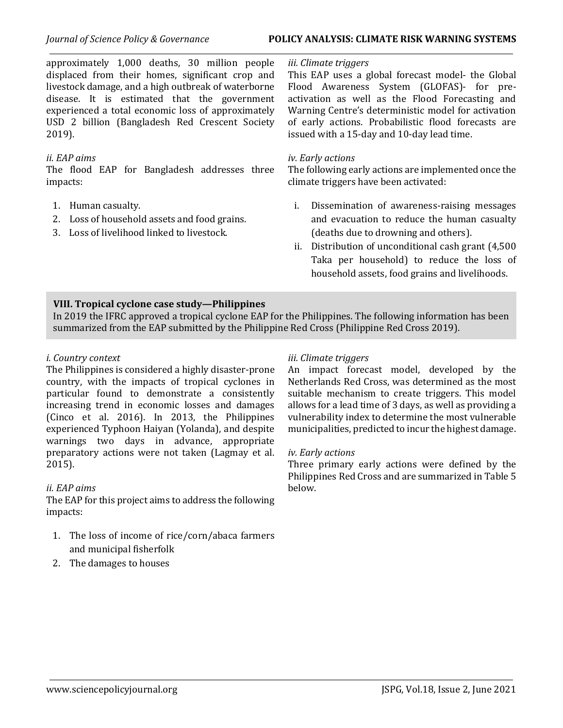approximately 1,000 deaths, 30 million people displaced from their homes, significant crop and livestock damage, and a high outbreak of waterborne disease. It is estimated that the government experienced a total economic loss of approximately USD 2 billion (Bangladesh Red Crescent Society 2019).

*ii. EAP aims*

The flood EAP for Bangladesh addresses three impacts:

1. Human casualty.
2. Loss of household assets and food grains.
3. Loss of livelihood linked to livestock.

*iii. Climate triggers*

This EAP uses a global forecast model- the Global Flood Awareness System (GLOFAS)- for pre-activation as well as the Flood Forecasting and Warning Centre's deterministic model for activation of early actions. Probabilistic flood forecasts are issued with a 15-day and 10-day lead time.

*iv. Early actions*

The following early actions are implemented once the climate triggers have been activated:

i. Dissemination of awareness-raising messages and evacuation to reduce the human casualty (deaths due to drowning and others).
ii. Distribution of unconditional cash grant (4,500 Taka per household) to reduce the loss of household assets, food grains and livelihoods.

## VIII. Tropical cyclone case study—Philippines

In 2019 the IFRC approved a tropical cyclone EAP for the Philippines. The following information has been summarized from the EAP submitted by the Philippine Red Cross (Philippine Red Cross 2019).

*i. Country context*

The Philippines is considered a highly disaster-prone country, with the impacts of tropical cyclones in particular found to demonstrate a consistently increasing trend in economic losses and damages (Cinco et al. 2016). In 2013, the Philippines experienced Typhoon Haiyan (Yolanda), and despite warnings two days in advance, appropriate preparatory actions were not taken (Lagmay et al. 2015).

*ii. EAP aims*

The EAP for this project aims to address the following impacts:

1. The loss of income of rice/corn/abaca farmers and municipal fisherfolk
2. The damages to houses

*iii. Climate triggers*

An impact forecast model, developed by the Netherlands Red Cross, was determined as the most suitable mechanism to create triggers. This model allows for a lead time of 3 days, as well as providing a vulnerability index to determine the most vulnerable municipalities, predicted to incur the highest damage.

*iv. Early actions*

Three primary early actions were defined by the Philippines Red Cross and are summarized in Table 5 below.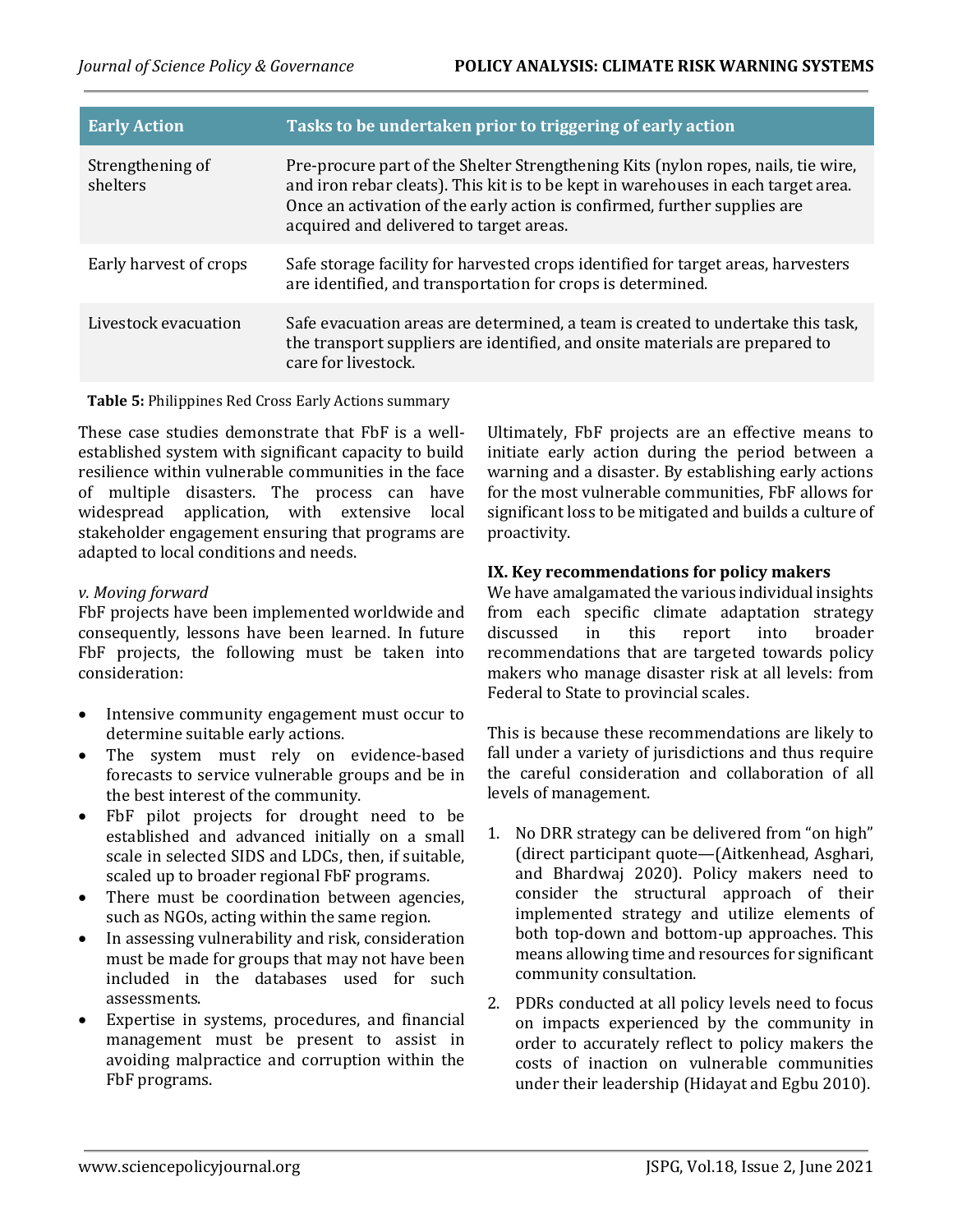| Early Action | Tasks to be undertaken prior to triggering of early action |
|---|---|
| Strengthening of shelters | Pre-procure part of the Shelter Strengthening Kits (nylon ropes, nails, tie wire, and iron rebar cleats). This kit is to be kept in warehouses in each target area. Once an activation of the early action is confirmed, further supplies are acquired and delivered to target areas. |
| Early harvest of crops | Safe storage facility for harvested crops identified for target areas, harvesters are identified, and transportation for crops is determined. |
| Livestock evacuation | Safe evacuation areas are determined, a team is created to undertake this task, the transport suppliers are identified, and onsite materials are prepared to care for livestock. |

**Table 5:** Philippines Red Cross Early Actions summary

These case studies demonstrate that FbF is a well-established system with significant capacity to build resilience within vulnerable communities in the face of multiple disasters. The process can have widespread application, with extensive local stakeholder engagement ensuring that programs are adapted to local conditions and needs.

*v. Moving forward*

FbF projects have been implemented worldwide and consequently, lessons have been learned. In future FbF projects, the following must be taken into consideration:

- Intensive community engagement must occur to determine suitable early actions.
- The system must rely on evidence-based forecasts to service vulnerable groups and be in the best interest of the community.
- FbF pilot projects for drought need to be established and advanced initially on a small scale in selected SIDS and LDCs, then, if suitable, scaled up to broader regional FbF programs.
- There must be coordination between agencies, such as NGOs, acting within the same region.
- In assessing vulnerability and risk, consideration must be made for groups that may not have been included in the databases used for such assessments.
- Expertise in systems, procedures, and financial management must be present to assist in avoiding malpractice and corruption within the FbF programs.

Ultimately, FbF projects are an effective means to initiate early action during the period between a warning and a disaster. By establishing early actions for the most vulnerable communities, FbF allows for significant loss to be mitigated and builds a culture of proactivity.

## IX. Key recommendations for policy makers

We have amalgamated the various individual insights from each specific climate adaptation strategy discussed in this report into broader recommendations that are targeted towards policy makers who manage disaster risk at all levels: from Federal to State to provincial scales.

This is because these recommendations are likely to fall under a variety of jurisdictions and thus require the careful consideration and collaboration of all levels of management.

1. No DRR strategy can be delivered from "on high" (direct participant quote—(Aitkenhead, Asghari, and Bhardwaj 2020). Policy makers need to consider the structural approach of their implemented strategy and utilize elements of both top-down and bottom-up approaches. This means allowing time and resources for significant community consultation.
2. PDRs conducted at all policy levels need to focus on impacts experienced by the community in order to accurately reflect to policy makers the costs of inaction on vulnerable communities under their leadership (Hidayat and Egbu 2010).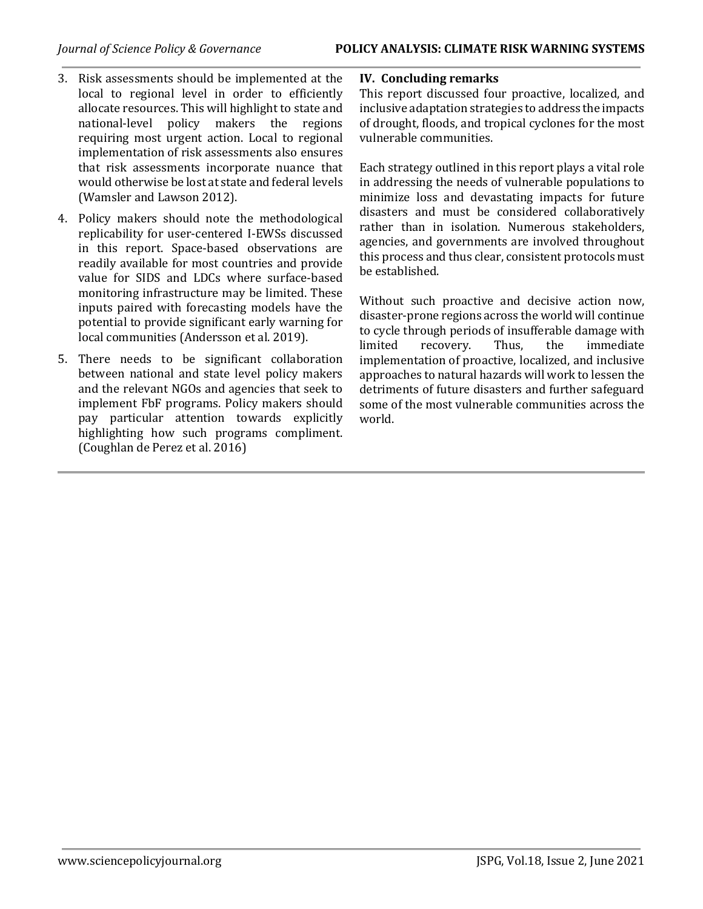3. Risk assessments should be implemented at the local to regional level in order to efficiently allocate resources. This will highlight to state and national-level policy makers the regions requiring most urgent action. Local to regional implementation of risk assessments also ensures that risk assessments incorporate nuance that would otherwise be lost at state and federal levels (Wamsler and Lawson 2012).

4. Policy makers should note the methodological replicability for user-centered I-EWSs discussed in this report. Space-based observations are readily available for most countries and provide value for SIDS and LDCs where surface-based monitoring infrastructure may be limited. These inputs paired with forecasting models have the potential to provide significant early warning for local communities (Andersson et al. 2019).

5. There needs to be significant collaboration between national and state level policy makers and the relevant NGOs and agencies that seek to implement FbF programs. Policy makers should pay particular attention towards explicitly highlighting how such programs compliment. (Coughlan de Perez et al. 2016)

## IV. Concluding remarks

This report discussed four proactive, localized, and inclusive adaptation strategies to address the impacts of drought, floods, and tropical cyclones for the most vulnerable communities.

Each strategy outlined in this report plays a vital role in addressing the needs of vulnerable populations to minimize loss and devastating impacts for future disasters and must be considered collaboratively rather than in isolation. Numerous stakeholders, agencies, and governments are involved throughout this process and thus clear, consistent protocols must be established.

Without such proactive and decisive action now, disaster-prone regions across the world will continue to cycle through periods of insufferable damage with limited recovery. Thus, the immediate implementation of proactive, localized, and inclusive approaches to natural hazards will work to lessen the detriments of future disasters and further safeguard some of the most vulnerable communities across the world.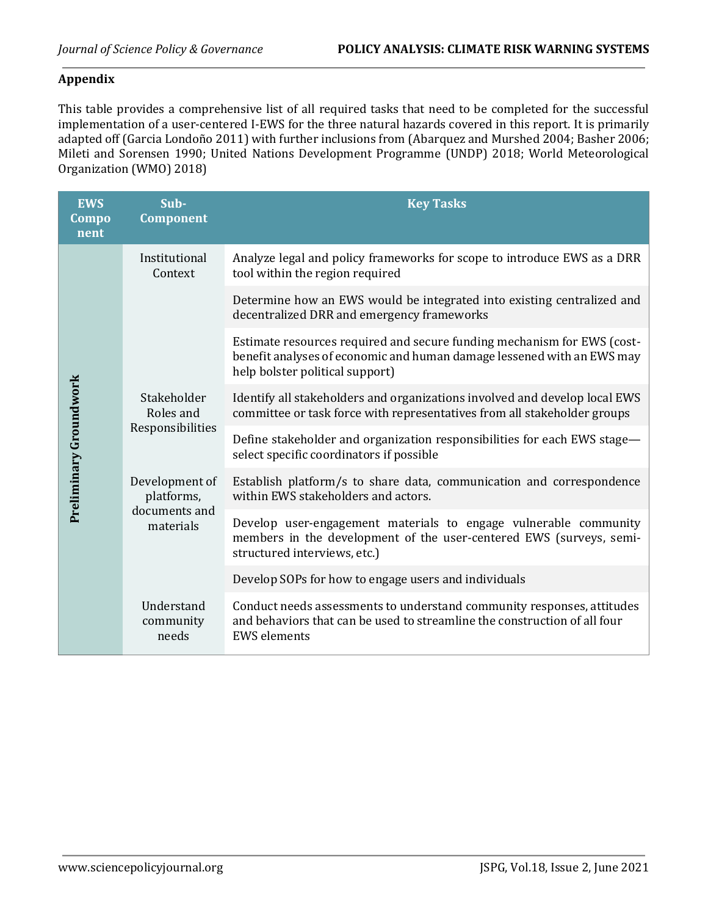### Appendix

This table provides a comprehensive list of all required tasks that need to be completed for the successful implementation of a user-centered I-EWS for the three natural hazards covered in this report. It is primarily adapted off (Garcia Londoño 2011) with further inclusions from (Abarquez and Murshed 2004; Basher 2006; Mileti and Sorensen 1990; United Nations Development Programme (UNDP) 2018; World Meteorological Organization (WMO) 2018)

| EWS Component | Sub-Component | Key Tasks |
|---|---|---|
| Preliminary Groundwork | Institutional Context | Analyze legal and policy frameworks for scope to introduce EWS as a DRR tool within the region required |
| | | Determine how an EWS would be integrated into existing centralized and decentralized DRR and emergency frameworks |
| | | Estimate resources required and secure funding mechanism for EWS (cost-benefit analyses of economic and human damage lessened with an EWS may help bolster political support) |
| | Stakeholder Roles and Responsibilities | Identify all stakeholders and organizations involved and develop local EWS committee or task force with representatives from all stakeholder groups |
| | | Define stakeholder and organization responsibilities for each EWS stage—select specific coordinators if possible |
| | Development of platforms, documents and materials | Establish platform/s to share data, communication and correspondence within EWS stakeholders and actors. |
| | | Develop user-engagement materials to engage vulnerable community members in the development of the user-centered EWS (surveys, semi-structured interviews, etc.) |
| | | Develop SOPs for how to engage users and individuals |
| | Understand community needs | Conduct needs assessments to understand community responses, attitudes and behaviors that can be used to streamline the construction of all four EWS elements |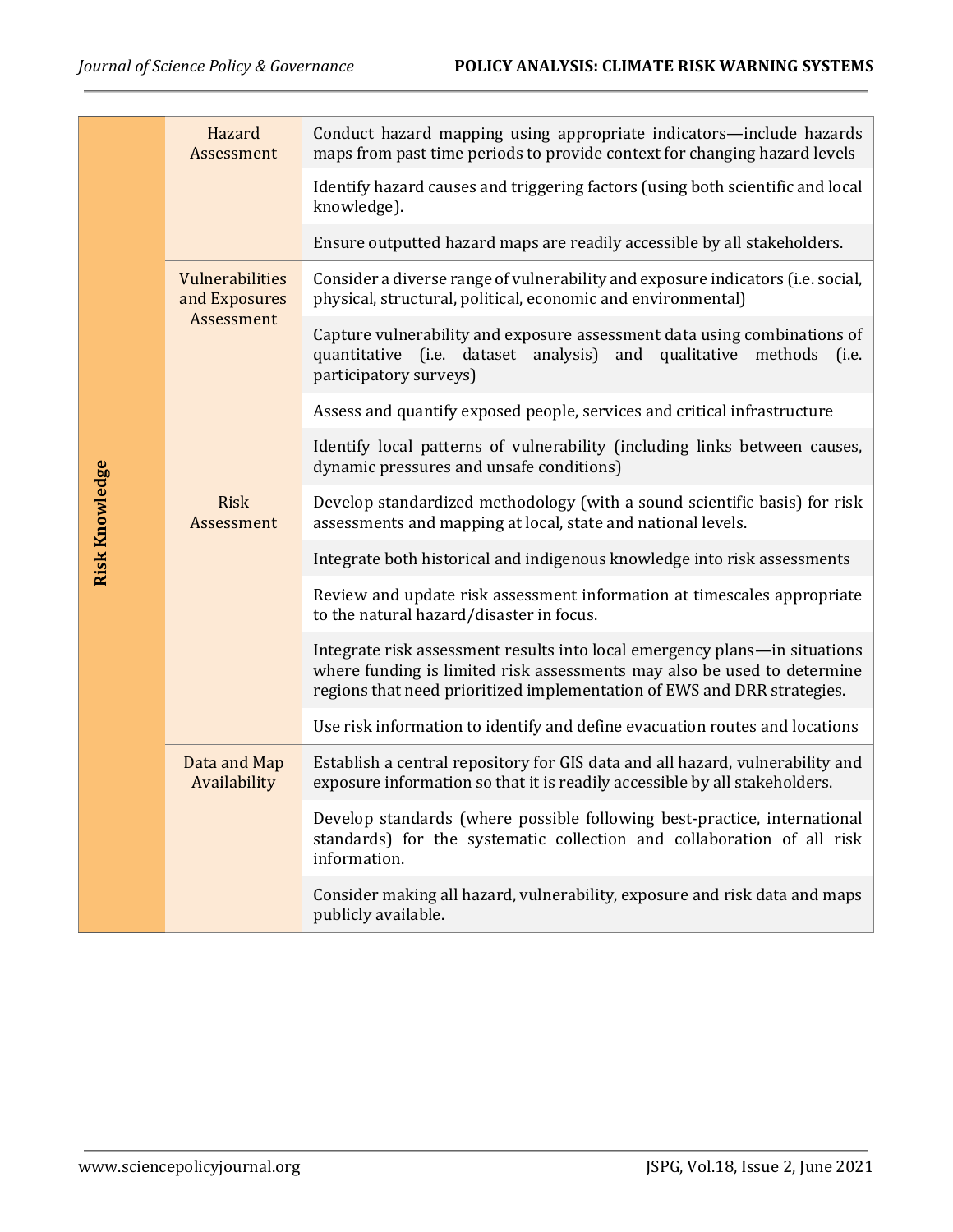| | | |
|---|---|---|
| **Risk Knowledge** | Hazard Assessment | Conduct hazard mapping using appropriate indicators—include hazards maps from past time periods to provide context for changing hazard levels |
| | | Identify hazard causes and triggering factors (using both scientific and local knowledge). |
| | | Ensure outputted hazard maps are readily accessible by all stakeholders. |
| | Vulnerabilities and Exposures Assessment | Consider a diverse range of vulnerability and exposure indicators (i.e. social, physical, structural, political, economic and environmental) |
| | | Capture vulnerability and exposure assessment data using combinations of quantitative (i.e. dataset analysis) and qualitative methods (i.e. participatory surveys) |
| | | Assess and quantify exposed people, services and critical infrastructure |
| | | Identify local patterns of vulnerability (including links between causes, dynamic pressures and unsafe conditions) |
| | Risk Assessment | Develop standardized methodology (with a sound scientific basis) for risk assessments and mapping at local, state and national levels. |
| | | Integrate both historical and indigenous knowledge into risk assessments |
| | | Review and update risk assessment information at timescales appropriate to the natural hazard/disaster in focus. |
| | | Integrate risk assessment results into local emergency plans—in situations where funding is limited risk assessments may also be used to determine regions that need prioritized implementation of EWS and DRR strategies. |
| | | Use risk information to identify and define evacuation routes and locations |
| | Data and Map Availability | Establish a central repository for GIS data and all hazard, vulnerability and exposure information so that it is readily accessible by all stakeholders. |
| | | Develop standards (where possible following best-practice, international standards) for the systematic collection and collaboration of all risk information. |
| | | Consider making all hazard, vulnerability, exposure and risk data and maps publicly available. |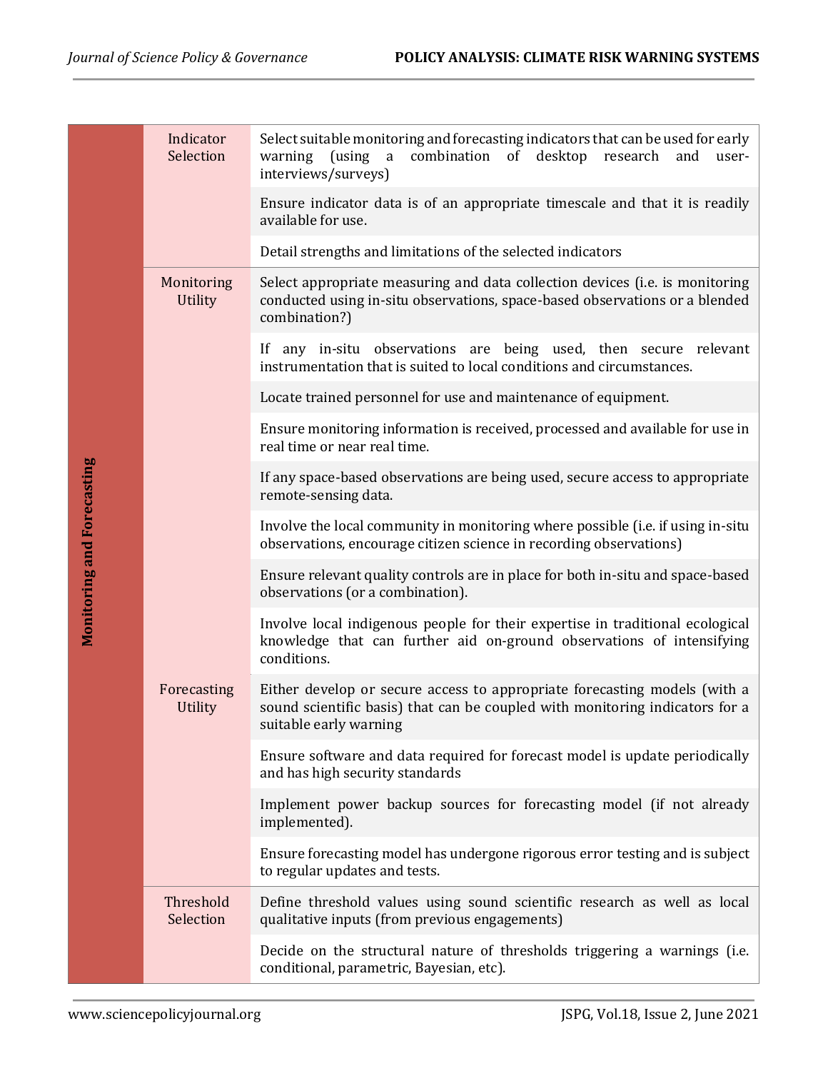| | | |
|---|---|---|
| **Monitoring and Forecasting** | Indicator Selection | Select suitable monitoring and forecasting indicators that can be used for early warning (using a combination of desktop research and user-interviews/surveys) |
| | | Ensure indicator data is of an appropriate timescale and that it is readily available for use. |
| | | Detail strengths and limitations of the selected indicators |
| | Monitoring Utility | Select appropriate measuring and data collection devices (i.e. is monitoring conducted using in-situ observations, space-based observations or a blended combination?) |
| | | If any in-situ observations are being used, then secure relevant instrumentation that is suited to local conditions and circumstances. |
| | | Locate trained personnel for use and maintenance of equipment. |
| | | Ensure monitoring information is received, processed and available for use in real time or near real time. |
| | | If any space-based observations are being used, secure access to appropriate remote-sensing data. |
| | | Involve the local community in monitoring where possible (i.e. if using in-situ observations, encourage citizen science in recording observations) |
| | | Ensure relevant quality controls are in place for both in-situ and space-based observations (or a combination). |
| | | Involve local indigenous people for their expertise in traditional ecological knowledge that can further aid on-ground observations of intensifying conditions. |
| | Forecasting Utility | Either develop or secure access to appropriate forecasting models (with a sound scientific basis) that can be coupled with monitoring indicators for a suitable early warning |
| | | Ensure software and data required for forecast model is update periodically and has high security standards |
| | | Implement power backup sources for forecasting model (if not already implemented). |
| | | Ensure forecasting model has undergone rigorous error testing and is subject to regular updates and tests. |
| | Threshold Selection | Define threshold values using sound scientific research as well as local qualitative inputs (from previous engagements) |
| | | Decide on the structural nature of thresholds triggering a warnings (i.e. conditional, parametric, Bayesian, etc). |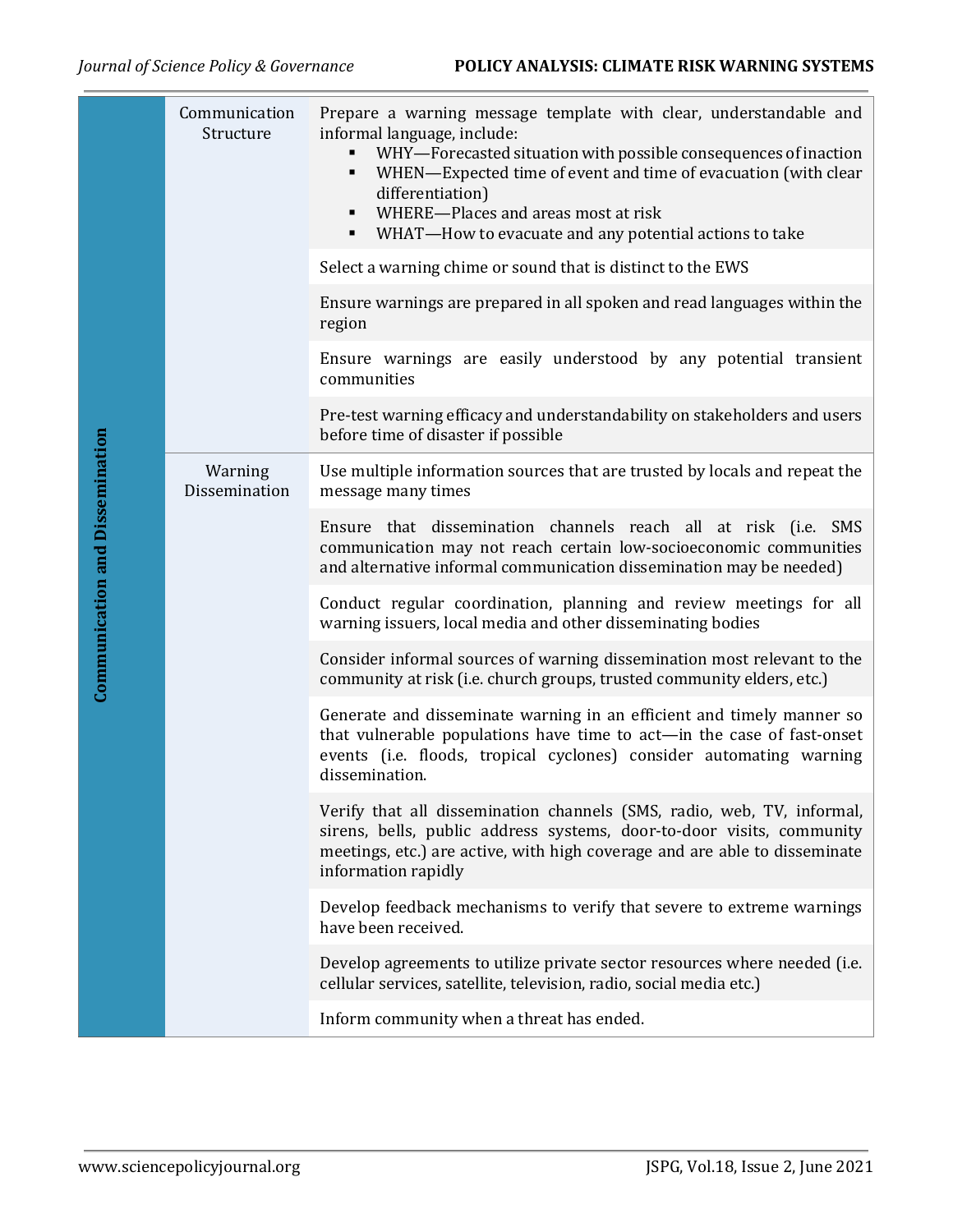| | | |
|---|---|---|
| Communication and Dissemination | Communication Structure | Prepare a warning message template with clear, understandable and informal language, include:<br>▪ WHY—Forecasted situation with possible consequences of inaction<br>▪ WHEN—Expected time of event and time of evacuation (with clear differentiation)<br>▪ WHERE—Places and areas most at risk<br>▪ WHAT—How to evacuate and any potential actions to take |
| | | Select a warning chime or sound that is distinct to the EWS |
| | | Ensure warnings are prepared in all spoken and read languages within the region |
| | | Ensure warnings are easily understood by any potential transient communities |
| | | Pre-test warning efficacy and understandability on stakeholders and users before time of disaster if possible |
| | Warning Dissemination | Use multiple information sources that are trusted by locals and repeat the message many times |
| | | Ensure that dissemination channels reach all at risk (i.e. SMS communication may not reach certain low-socioeconomic communities and alternative informal communication dissemination may be needed) |
| | | Conduct regular coordination, planning and review meetings for all warning issuers, local media and other disseminating bodies |
| | | Consider informal sources of warning dissemination most relevant to the community at risk (i.e. church groups, trusted community elders, etc.) |
| | | Generate and disseminate warning in an efficient and timely manner so that vulnerable populations have time to act—in the case of fast-onset events (i.e. floods, tropical cyclones) consider automating warning dissemination. |
| | | Verify that all dissemination channels (SMS, radio, web, TV, informal, sirens, bells, public address systems, door-to-door visits, community meetings, etc.) are active, with high coverage and are able to disseminate information rapidly |
| | | Develop feedback mechanisms to verify that severe to extreme warnings have been received. |
| | | Develop agreements to utilize private sector resources where needed (i.e. cellular services, satellite, television, radio, social media etc.) |
| | | Inform community when a threat has ended. |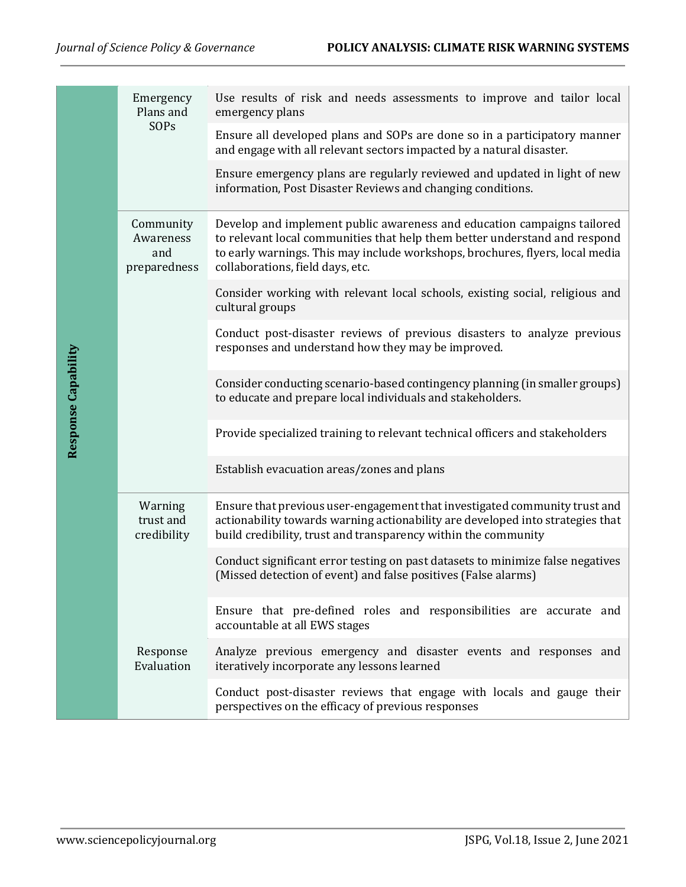| | | |
|---|---|---|
| Response Capability | Emergency Plans and SOPs | Use results of risk and needs assessments to improve and tailor local emergency plans |
| | | Ensure all developed plans and SOPs are done so in a participatory manner and engage with all relevant sectors impacted by a natural disaster. |
| | | Ensure emergency plans are regularly reviewed and updated in light of new information, Post Disaster Reviews and changing conditions. |
| | Community Awareness and preparedness | Develop and implement public awareness and education campaigns tailored to relevant local communities that help them better understand and respond to early warnings. This may include workshops, brochures, flyers, local media collaborations, field days, etc. |
| | | Consider working with relevant local schools, existing social, religious and cultural groups |
| | | Conduct post-disaster reviews of previous disasters to analyze previous responses and understand how they may be improved. |
| | | Consider conducting scenario-based contingency planning (in smaller groups) to educate and prepare local individuals and stakeholders. |
| | | Provide specialized training to relevant technical officers and stakeholders |
| | | Establish evacuation areas/zones and plans |
| | Warning trust and credibility | Ensure that previous user-engagement that investigated community trust and actionability towards warning actionability are developed into strategies that build credibility, trust and transparency within the community |
| | | Conduct significant error testing on past datasets to minimize false negatives (Missed detection of event) and false positives (False alarms) |
| | | Ensure that pre-defined roles and responsibilities are accurate and accountable at all EWS stages |
| | Response Evaluation | Analyze previous emergency and disaster events and responses and iteratively incorporate any lessons learned |
| | | Conduct post-disaster reviews that engage with locals and gauge their perspectives on the efficacy of previous responses |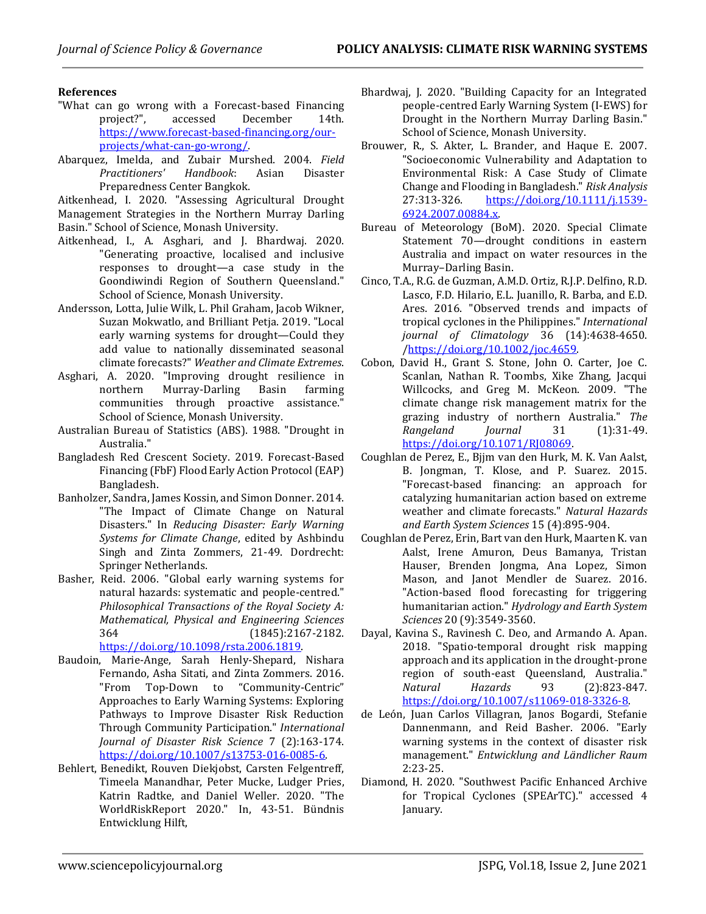**References**

"What can go wrong with a Forecast-based Financing project?", accessed December 14th. https://www.forecast-based-financing.org/our-projects/what-can-go-wrong/.

Abarquez, Imelda, and Zubair Murshed. 2004. *Field Practitioners' Handbook*: Asian Disaster Preparedness Center Bangkok.

Aitkenhead, I. 2020. "Assessing Agricultural Drought Management Strategies in the Northern Murray Darling Basin." School of Science, Monash University.

Aitkenhead, I., A. Asghari, and J. Bhardwaj. 2020. "Generating proactive, localised and inclusive responses to drought—a case study in the Goondiwindi Region of Southern Queensland." School of Science, Monash University.

Andersson, Lotta, Julie Wilk, L. Phil Graham, Jacob Wikner, Suzan Mokwatlo, and Brilliant Petja. 2019. "Local early warning systems for drought—Could they add value to nationally disseminated seasonal climate forecasts?" *Weather and Climate Extremes*.

Asghari, A. 2020. "Improving drought resilience in northern Murray-Darling Basin farming communities through proactive assistance." School of Science, Monash University.

Australian Bureau of Statistics (ABS). 1988. "Drought in Australia."

Bangladesh Red Crescent Society. 2019. Forecast-Based Financing (FbF) Flood Early Action Protocol (EAP) Bangladesh.

Banholzer, Sandra, James Kossin, and Simon Donner. 2014. "The Impact of Climate Change on Natural Disasters." In *Reducing Disaster: Early Warning Systems for Climate Change*, edited by Ashbindu Singh and Zinta Zommers, 21-49. Dordrecht: Springer Netherlands.

Basher, Reid. 2006. "Global early warning systems for natural hazards: systematic and people-centred." *Philosophical Transactions of the Royal Society A: Mathematical, Physical and Engineering Sciences* 364 (1845):2167-2182. https://doi.org/10.1098/rsta.2006.1819.

Baudoin, Marie-Ange, Sarah Henly-Shepard, Nishara Fernando, Asha Sitati, and Zinta Zommers. 2016. "From Top-Down to "Community-Centric" Approaches to Early Warning Systems: Exploring Pathways to Improve Disaster Risk Reduction Through Community Participation." *International Journal of Disaster Risk Science* 7 (2):163-174. https://doi.org/10.1007/s13753-016-0085-6.

Behlert, Benedikt, Rouven Diekjobst, Carsten Felgentreff, Timeela Manandhar, Peter Mucke, Ludger Pries, Katrin Radtke, and Daniel Weller. 2020. "The WorldRiskReport 2020." In, 43-51. Bündnis Entwicklung Hilft,

Bhardwaj, J. 2020. "Building Capacity for an Integrated people-centred Early Warning System (I-EWS) for Drought in the Northern Murray Darling Basin." School of Science, Monash University.

Brouwer, R., S. Akter, L. Brander, and Haque E. 2007. "Socioeconomic Vulnerability and Adaptation to Environmental Risk: A Case Study of Climate Change and Flooding in Bangladesh." *Risk Analysis* 27:313-326. https://doi.org/10.1111/j.1539-6924.2007.00884.x.

Bureau of Meteorology (BoM). 2020. Special Climate Statement 70—drought conditions in eastern Australia and impact on water resources in the Murray–Darling Basin.

Cinco, T.A., R.G. de Guzman, A.M.D. Ortiz, R.J.P. Delfino, R.D. Lasco, F.D. Hilario, E.L. Juanillo, R. Barba, and E.D. Ares. 2016. "Observed trends and impacts of tropical cyclones in the Philippines." *International journal of Climatology* 36 (14):4638-4650. /https://doi.org/10.1002/joc.4659.

Cobon, David H., Grant S. Stone, John O. Carter, Joe C. Scanlan, Nathan R. Toombs, Xike Zhang, Jacqui Willcocks, and Greg M. McKeon. 2009. "The climate change risk management matrix for the grazing industry of northern Australia." *The Rangeland Journal* 31 (1):31-49. https://doi.org/10.1071/RJ08069.

Coughlan de Perez, E., Bjjm van den Hurk, M. K. Van Aalst, B. Jongman, T. Klose, and P. Suarez. 2015. "Forecast-based financing: an approach for catalyzing humanitarian action based on extreme weather and climate forecasts." *Natural Hazards and Earth System Sciences* 15 (4):895-904.

Coughlan de Perez, Erin, Bart van den Hurk, Maarten K. van Aalst, Irene Amuron, Deus Bamanya, Tristan Hauser, Brenden Jongma, Ana Lopez, Simon Mason, and Janot Mendler de Suarez. 2016. "Action-based flood forecasting for triggering humanitarian action." *Hydrology and Earth System Sciences* 20 (9):3549-3560.

Dayal, Kavina S., Ravinesh C. Deo, and Armando A. Apan. 2018. "Spatio-temporal drought risk mapping approach and its application in the drought-prone region of south-east Queensland, Australia." *Natural Hazards* 93 (2):823-847. https://doi.org/10.1007/s11069-018-3326-8.

de León, Juan Carlos Villagran, Janos Bogardi, Stefanie Dannenmann, and Reid Basher. 2006. "Early warning systems in the context of disaster risk management." *Entwicklung und Ländlicher Raum* 2:23-25.

Diamond, H. 2020. "Southwest Pacific Enhanced Archive for Tropical Cyclones (SPEArTC)." accessed 4 January.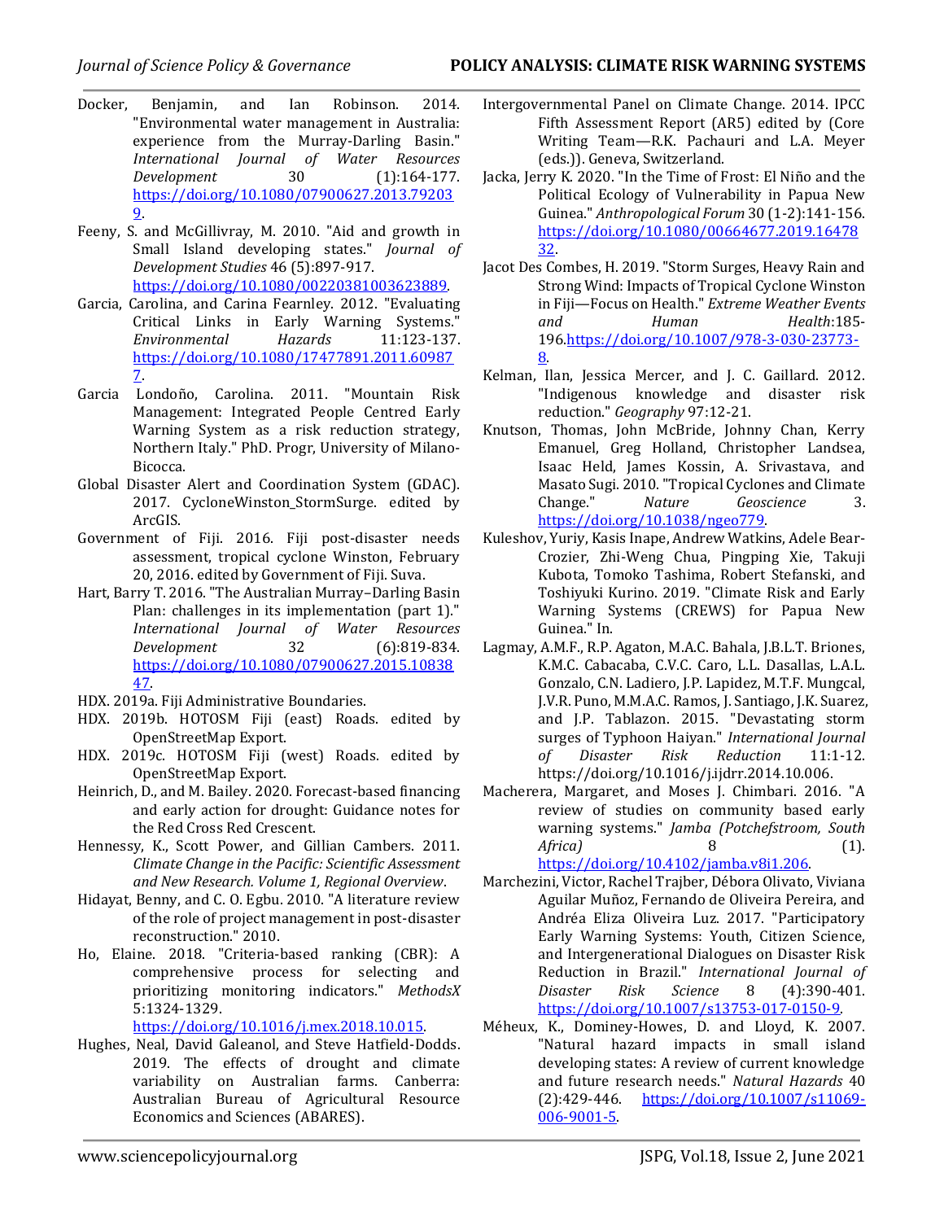Docker, Benjamin, and Ian Robinson. 2014. "Environmental water management in Australia: experience from the Murray-Darling Basin." *International Journal of Water Resources Development* 30 (1):164-177. https://doi.org/10.1080/07900627.2013.792039.

Feeny, S. and McGillivray, M. 2010. "Aid and growth in Small Island developing states." *Journal of Development Studies* 46 (5):897-917. https://doi.org/10.1080/00220381003623889.

Garcia, Carolina, and Carina Fearnley. 2012. "Evaluating Critical Links in Early Warning Systems." *Environmental Hazards* 11:123-137. https://doi.org/10.1080/17477891.2011.609877.

Garcia Londoño, Carolina. 2011. "Mountain Risk Management: Integrated People Centred Early Warning System as a risk reduction strategy, Northern Italy." PhD. Progr, University of Milano-Bicocca.

Global Disaster Alert and Coordination System (GDAC). 2017. CycloneWinston_StormSurge. edited by ArcGIS.

Government of Fiji. 2016. Fiji post-disaster needs assessment, tropical cyclone Winston, February 20, 2016. edited by Government of Fiji. Suva.

Hart, Barry T. 2016. "The Australian Murray–Darling Basin Plan: challenges in its implementation (part 1)." *International Journal of Water Resources Development* 32 (6):819-834. https://doi.org/10.1080/07900627.2015.1083847.

HDX. 2019a. Fiji Administrative Boundaries.

HDX. 2019b. HOTOSM Fiji (east) Roads. edited by OpenStreetMap Export.

HDX. 2019c. HOTOSM Fiji (west) Roads. edited by OpenStreetMap Export.

Heinrich, D., and M. Bailey. 2020. Forecast-based financing and early action for drought: Guidance notes for the Red Cross Red Crescent.

Hennessy, K., Scott Power, and Gillian Cambers. 2011. *Climate Change in the Pacific: Scientific Assessment and New Research. Volume 1, Regional Overview*.

Hidayat, Benny, and C. O. Egbu. 2010. "A literature review of the role of project management in post-disaster reconstruction." 2010.

Ho, Elaine. 2018. "Criteria-based ranking (CBR): A comprehensive process for selecting and prioritizing monitoring indicators." *MethodsX* 5:1324-1329. https://doi.org/10.1016/j.mex.2018.10.015.

Hughes, Neal, David Galeanol, and Steve Hatfield-Dodds. 2019. The effects of drought and climate variability on Australian farms. Canberra: Australian Bureau of Agricultural Resource Economics and Sciences (ABARES).

Intergovernmental Panel on Climate Change. 2014. IPCC Fifth Assessment Report (AR5) edited by (Core Writing Team—R.K. Pachauri and L.A. Meyer (eds.)). Geneva, Switzerland.

Jacka, Jerry K. 2020. "In the Time of Frost: El Niño and the Political Ecology of Vulnerability in Papua New Guinea." *Anthropological Forum* 30 (1-2):141-156. https://doi.org/10.1080/00664677.2019.1647832.

Jacot Des Combes, H. 2019. "Storm Surges, Heavy Rain and Strong Wind: Impacts of Tropical Cyclone Winston in Fiji—Focus on Health." *Extreme Weather Events and Human Health*:185-196.https://doi.org/10.1007/978-3-030-23773-8.

Kelman, Ilan, Jessica Mercer, and J. C. Gaillard. 2012. "Indigenous knowledge and disaster risk reduction." *Geography* 97:12-21.

Knutson, Thomas, John McBride, Johnny Chan, Kerry Emanuel, Greg Holland, Christopher Landsea, Isaac Held, James Kossin, A. Srivastava, and Masato Sugi. 2010. "Tropical Cyclones and Climate Change." *Nature Geoscience* 3. https://doi.org/10.1038/ngeo779.

Kuleshov, Yuriy, Kasis Inape, Andrew Watkins, Adele Bear-Crozier, Zhi-Weng Chua, Pingping Xie, Takuji Kubota, Tomoko Tashima, Robert Stefanski, and Toshiyuki Kurino. 2019. "Climate Risk and Early Warning Systems (CREWS) for Papua New Guinea." In.

Lagmay, A.M.F., R.P. Agaton, M.A.C. Bahala, J.B.L.T. Briones, K.M.C. Cabacaba, C.V.C. Caro, L.L. Dasallas, L.A.L. Gonzalo, C.N. Ladiero, J.P. Lapidez, M.T.F. Mungcal, J.V.R. Puno, M.M.A.C. Ramos, J. Santiago, J.K. Suarez, and J.P. Tablazon. 2015. "Devastating storm surges of Typhoon Haiyan." *International Journal of Disaster Risk Reduction* 11:1-12. https://doi.org/10.1016/j.ijdrr.2014.10.006.

Macherera, Margaret, and Moses J. Chimbari. 2016. "A review of studies on community based early warning systems." *Jamba (Potchefstroom, South Africa)* 8 (1). https://doi.org/10.4102/jamba.v8i1.206.

Marchezini, Victor, Rachel Trajber, Débora Olivato, Viviana Aguilar Muñoz, Fernando de Oliveira Pereira, and Andréa Eliza Oliveira Luz. 2017. "Participatory Early Warning Systems: Youth, Citizen Science, and Intergenerational Dialogues on Disaster Risk Reduction in Brazil." *International Journal of Disaster Risk Science* 8 (4):390-401. https://doi.org/10.1007/s13753-017-0150-9.

Méheux, K., Dominey-Howes, D. and Lloyd, K. 2007. "Natural hazard impacts in small island developing states: A review of current knowledge and future research needs." *Natural Hazards* 40 (2):429-446. https://doi.org/10.1007/s11069-006-9001-5.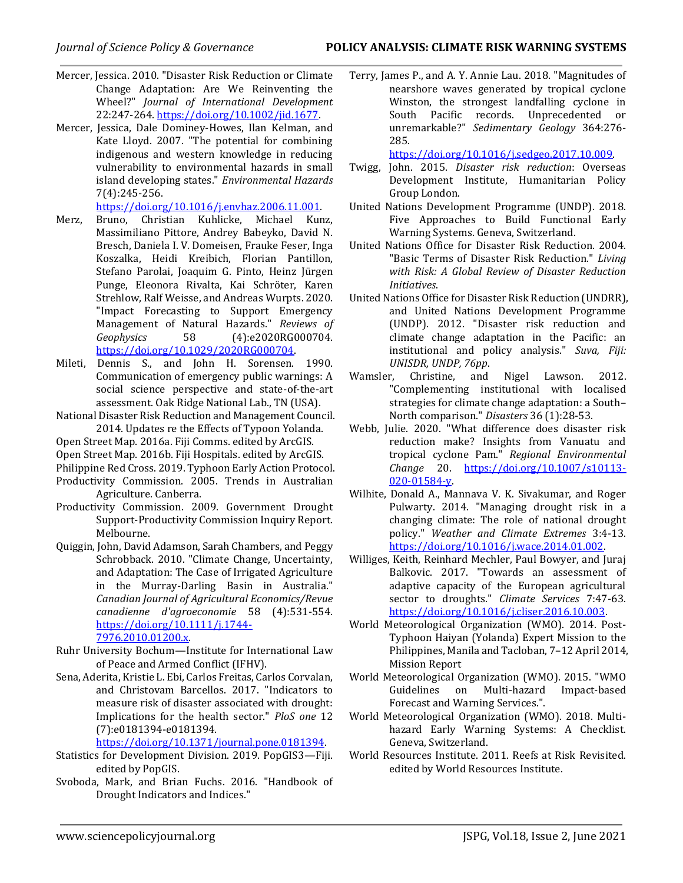Mercer, Jessica. 2010. "Disaster Risk Reduction or Climate Change Adaptation: Are We Reinventing the Wheel?" *Journal of International Development* 22:247-264. https://doi.org/10.1002/jid.1677.

Mercer, Jessica, Dale Dominey-Howes, Ilan Kelman, and Kate Lloyd. 2007. "The potential for combining indigenous and western knowledge in reducing vulnerability to environmental hazards in small island developing states." *Environmental Hazards* 7(4):245-256. https://doi.org/10.1016/j.envhaz.2006.11.001.

Merz, Bruno, Christian Kuhlicke, Michael Kunz, Massimiliano Pittore, Andrey Babeyko, David N. Bresch, Daniela I. V. Domeisen, Frauke Feser, Inga Koszalka, Heidi Kreibich, Florian Pantillon, Stefano Parolai, Joaquim G. Pinto, Heinz Jürgen Punge, Eleonora Rivalta, Kai Schröter, Karen Strehlow, Ralf Weisse, and Andreas Wurpts. 2020. "Impact Forecasting to Support Emergency Management of Natural Hazards." *Reviews of Geophysics* 58 (4):e2020RG000704. https://doi.org/10.1029/2020RG000704.

Mileti, Dennis S., and John H. Sorensen. 1990. Communication of emergency public warnings: A social science perspective and state-of-the-art assessment. Oak Ridge National Lab., TN (USA).

National Disaster Risk Reduction and Management Council. 2014. Updates re the Effects of Typoon Yolanda.

Open Street Map. 2016a. Fiji Comms. edited by ArcGIS.

Open Street Map. 2016b. Fiji Hospitals. edited by ArcGIS.

Philippine Red Cross. 2019. Typhoon Early Action Protocol.

Productivity Commission. 2005. Trends in Australian Agriculture. Canberra.

Productivity Commission. 2009. Government Drought Support-Productivity Commission Inquiry Report. Melbourne.

Quiggin, John, David Adamson, Sarah Chambers, and Peggy Schrobback. 2010. "Climate Change, Uncertainty, and Adaptation: The Case of Irrigated Agriculture in the Murray-Darling Basin in Australia." *Canadian Journal of Agricultural Economics/Revue canadienne d'agroeconomie* 58 (4):531-554. https://doi.org/10.1111/j.1744-7976.2010.01200.x.

Ruhr University Bochum—Institute for International Law of Peace and Armed Conflict (IFHV).

Sena, Aderita, Kristie L. Ebi, Carlos Freitas, Carlos Corvalan, and Christovam Barcellos. 2017. "Indicators to measure risk of disaster associated with drought: Implications for the health sector." *PloS one* 12 (7):e0181394-e0181394. https://doi.org/10.1371/journal.pone.0181394.

Statistics for Development Division. 2019. PopGIS3—Fiji. edited by PopGIS.

Svoboda, Mark, and Brian Fuchs. 2016. "Handbook of Drought Indicators and Indices."

Terry, James P., and A. Y. Annie Lau. 2018. "Magnitudes of nearshore waves generated by tropical cyclone Winston, the strongest landfalling cyclone in South Pacific records. Unprecedented or unremarkable?" *Sedimentary Geology* 364:276-285. https://doi.org/10.1016/j.sedgeo.2017.10.009.

Twigg, John. 2015. *Disaster risk reduction*: Overseas Development Institute, Humanitarian Policy Group London.

United Nations Development Programme (UNDP). 2018. Five Approaches to Build Functional Early Warning Systems. Geneva, Switzerland.

United Nations Office for Disaster Risk Reduction. 2004. "Basic Terms of Disaster Risk Reduction." *Living with Risk: A Global Review of Disaster Reduction Initiatives*.

United Nations Office for Disaster Risk Reduction (UNDRR), and United Nations Development Programme (UNDP). 2012. "Disaster risk reduction and climate change adaptation in the Pacific: an institutional and policy analysis." *Suva, Fiji: UNISDR, UNDP, 76pp*.

Wamsler, Christine, and Nigel Lawson. 2012. "Complementing institutional with localised strategies for climate change adaptation: a South–North comparison." *Disasters* 36 (1):28-53.

Webb, Julie. 2020. "What difference does disaster risk reduction make? Insights from Vanuatu and tropical cyclone Pam." *Regional Environmental Change* 20. https://doi.org/10.1007/s10113-020-01584-y.

Wilhite, Donald A., Mannava V. K. Sivakumar, and Roger Pulwarty. 2014. "Managing drought risk in a changing climate: The role of national drought policy." *Weather and Climate Extremes* 3:4-13. https://doi.org/10.1016/j.wace.2014.01.002.

Williges, Keith, Reinhard Mechler, Paul Bowyer, and Juraj Balkovic. 2017. "Towards an assessment of adaptive capacity of the European agricultural sector to droughts." *Climate Services* 7:47-63. https://doi.org/10.1016/j.cliser.2016.10.003.

World Meteorological Organization (WMO). 2014. Post-Typhoon Haiyan (Yolanda) Expert Mission to the Philippines, Manila and Tacloban, 7–12 April 2014, Mission Report

World Meteorological Organization (WMO). 2015. "WMO Guidelines on Multi-hazard Impact-based Forecast and Warning Services.".

World Meteorological Organization (WMO). 2018. Multi-hazard Early Warning Systems: A Checklist. Geneva, Switzerland.

World Resources Institute. 2011. Reefs at Risk Revisited. edited by World Resources Institute.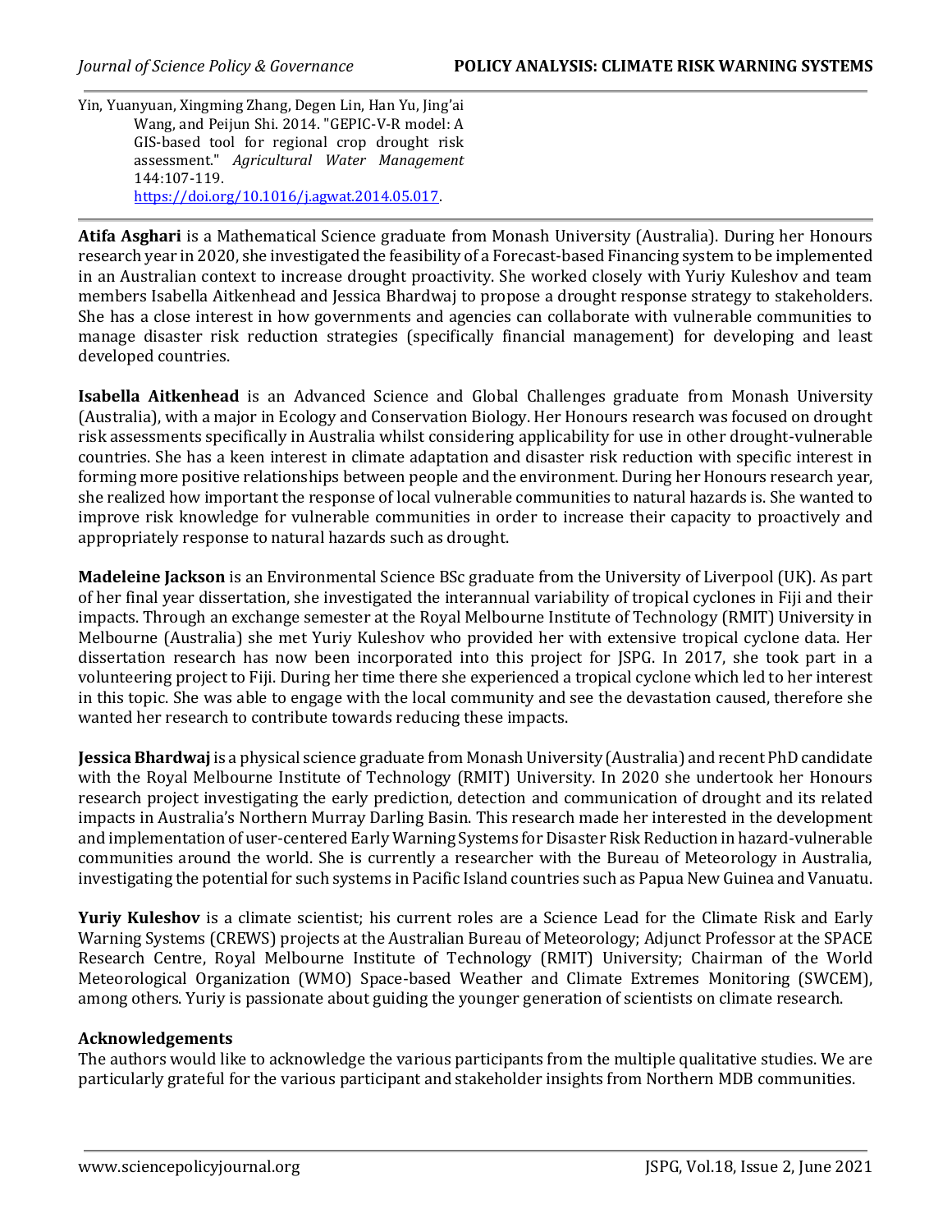Yin, Yuanyuan, Xingming Zhang, Degen Lin, Han Yu, Jing'ai Wang, and Peijun Shi. 2014. "GEPIC-V-R model: A GIS-based tool for regional crop drought risk assessment." *Agricultural Water Management* 144:107-119. https://doi.org/10.1016/j.agwat.2014.05.017.

---

**Atifa Asghari** is a Mathematical Science graduate from Monash University (Australia). During her Honours research year in 2020, she investigated the feasibility of a Forecast-based Financing system to be implemented in an Australian context to increase drought proactivity. She worked closely with Yuriy Kuleshov and team members Isabella Aitkenhead and Jessica Bhardwaj to propose a drought response strategy to stakeholders. She has a close interest in how governments and agencies can collaborate with vulnerable communities to manage disaster risk reduction strategies (specifically financial management) for developing and least developed countries.

**Isabella Aitkenhead** is an Advanced Science and Global Challenges graduate from Monash University (Australia), with a major in Ecology and Conservation Biology. Her Honours research was focused on drought risk assessments specifically in Australia whilst considering applicability for use in other drought-vulnerable countries. She has a keen interest in climate adaptation and disaster risk reduction with specific interest in forming more positive relationships between people and the environment. During her Honours research year, she realized how important the response of local vulnerable communities to natural hazards is. She wanted to improve risk knowledge for vulnerable communities in order to increase their capacity to proactively and appropriately response to natural hazards such as drought.

**Madeleine Jackson** is an Environmental Science BSc graduate from the University of Liverpool (UK). As part of her final year dissertation, she investigated the interannual variability of tropical cyclones in Fiji and their impacts. Through an exchange semester at the Royal Melbourne Institute of Technology (RMIT) University in Melbourne (Australia) she met Yuriy Kuleshov who provided her with extensive tropical cyclone data. Her dissertation research has now been incorporated into this project for JSPG. In 2017, she took part in a volunteering project to Fiji. During her time there she experienced a tropical cyclone which led to her interest in this topic. She was able to engage with the local community and see the devastation caused, therefore she wanted her research to contribute towards reducing these impacts.

**Jessica Bhardwaj** is a physical science graduate from Monash University (Australia) and recent PhD candidate with the Royal Melbourne Institute of Technology (RMIT) University. In 2020 she undertook her Honours research project investigating the early prediction, detection and communication of drought and its related impacts in Australia's Northern Murray Darling Basin. This research made her interested in the development and implementation of user-centered Early Warning Systems for Disaster Risk Reduction in hazard-vulnerable communities around the world. She is currently a researcher with the Bureau of Meteorology in Australia, investigating the potential for such systems in Pacific Island countries such as Papua New Guinea and Vanuatu.

**Yuriy Kuleshov** is a climate scientist; his current roles are a Science Lead for the Climate Risk and Early Warning Systems (CREWS) projects at the Australian Bureau of Meteorology; Adjunct Professor at the SPACE Research Centre, Royal Melbourne Institute of Technology (RMIT) University; Chairman of the World Meteorological Organization (WMO) Space-based Weather and Climate Extremes Monitoring (SWCEM), among others. Yuriy is passionate about guiding the younger generation of scientists on climate research.

**Acknowledgements**

The authors would like to acknowledge the various participants from the multiple qualitative studies. We are particularly grateful for the various participant and stakeholder insights from Northern MDB communities.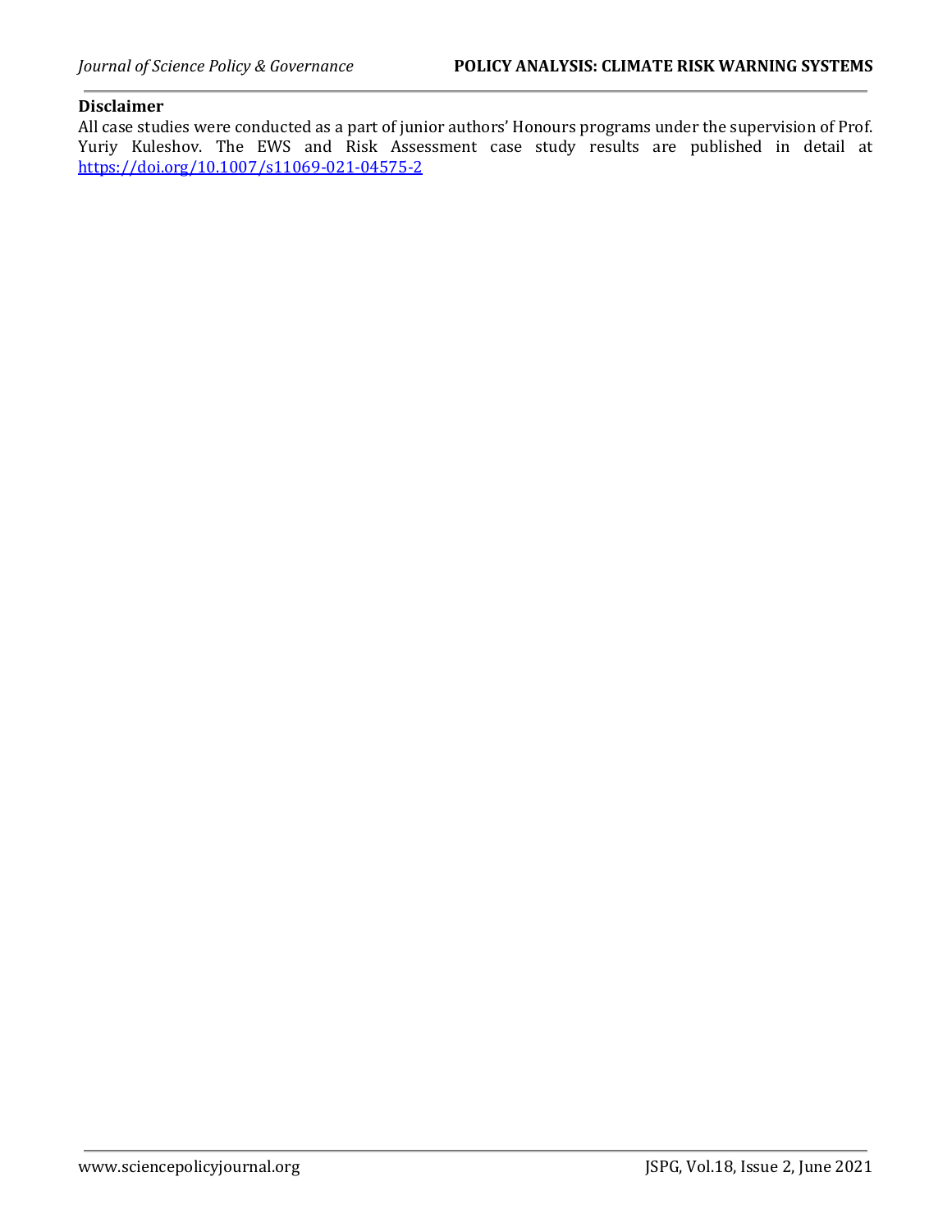### Disclaimer

All case studies were conducted as a part of junior authors' Honours programs under the supervision of Prof. Yuriy Kuleshov. The EWS and Risk Assessment case study results are published in detail at https://doi.org/10.1007/s11069-021-04575-2